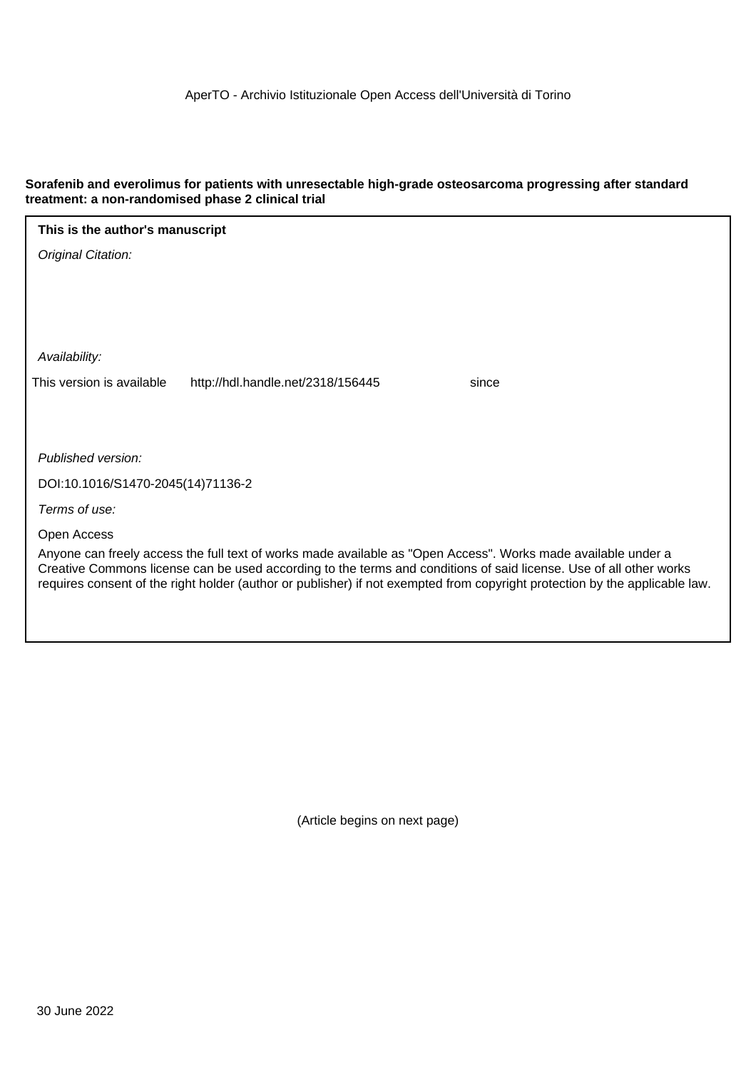AperTO - Archivio Istituzionale Open Access dell'Università di Torino

**Sorafenib and everolimus for patients with unresectable high-grade osteosarcoma progressing after standard treatment: a non-randomised phase 2 clinical trial**

**This is the author's manuscript**

*Original Citation:*

*Availability:*

This version is available http://hdl.handle.net/2318/156445 since

*Published version:*

DOI:10.1016/S1470-2045(14)71136-2

*Terms of use:*

Open Access

Anyone can freely access the full text of works made available as "Open Access". Works made available under a Creative Commons license can be used according to the terms and conditions of said license. Use of all other works requires consent of the right holder (author or publisher) if not exempted from copyright protection by the applicable law.

(Article begins on next page)

30 June 2022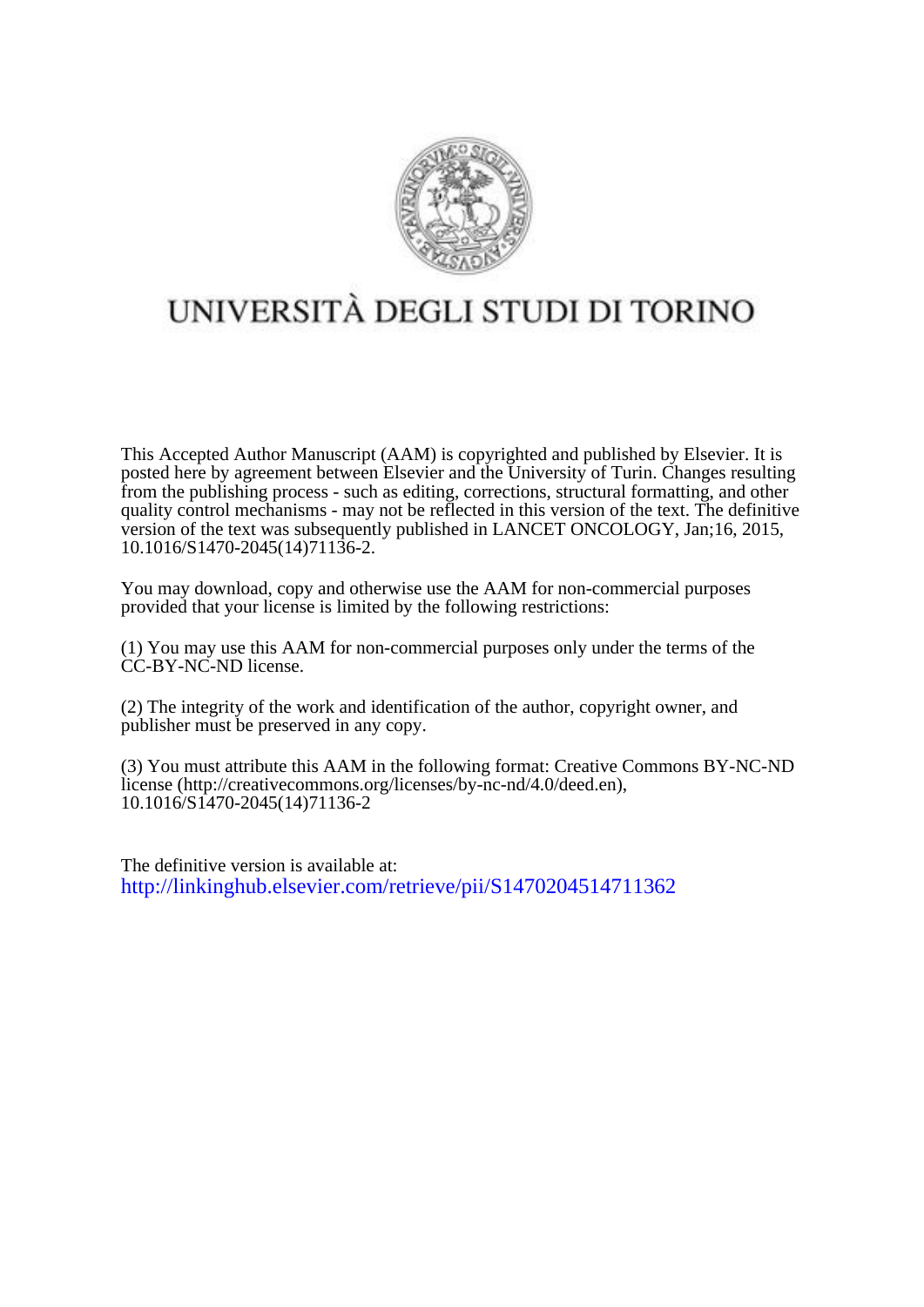# UNIVERSITÀ DEGLI STUDI DI TORINO

This Accepted Author Manuscript (AAM) is copyrighted and published by Elsevier. It is posted here by agreement between Elsevier and the University of Turin. Changes resulting from the publishing process - such as editing, corrections, structural formatting, and other quality control mechanisms - may not be reflected in this version of the text. The definitive version of the text was subsequently published in LANCET ONCOLOGY, Jan;16, 2015, 10.1016/S1470-2045(14)71136-2.

You may download, copy and otherwise use the AAM for non-commercial purposes provided that your license is limited by the following restrictions:

(1) You may use this AAM for non-commercial purposes only under the terms of the CC-BY-NC-ND license.

(2) The integrity of the work and identification of the author, copyright owner, and publisher must be preserved in any copy.

(3) You must attribute this AAM in the following format: Creative Commons BY-NC-ND license (http://creativecommons.org/licenses/by-nc-nd/4.0/deed.en), 10.1016/S1470-2045(14)71136-2

The definitive version is available at:
http://linkinghub.elsevier.com/retrieve/pii/S1470204514711362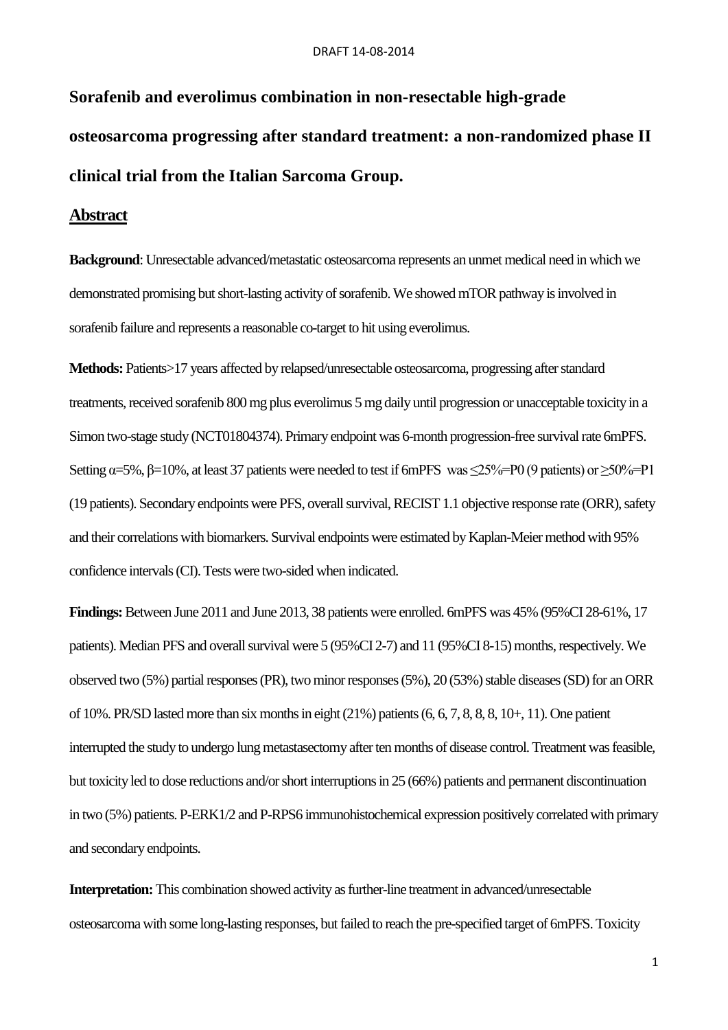# Sorafenib and everolimus combination in non-resectable high-grade osteosarcoma progressing after standard treatment: a non-randomized phase II clinical trial from the Italian Sarcoma Group.

## Abstract

**Background**: Unresectable advanced/metastatic osteosarcoma represents an unmet medical need in which we demonstrated promising but short-lasting activity of sorafenib. We showed mTOR pathway is involved in sorafenib failure and represents a reasonable co-target to hit using everolimus.

**Methods:** Patients>17 years affected by relapsed/unresectable osteosarcoma, progressing after standard treatments, received sorafenib 800 mg plus everolimus 5 mg daily until progression or unacceptable toxicity in a Simon two-stage study (NCT01804374). Primary endpoint was 6-month progression-free survival rate 6mPFS. Setting $\alpha$=5%, $\beta$=10%, at least 37 patients were needed to test if 6mPFS was ≤25%=P0 (9 patients) or ≥50%=P1 (19 patients). Secondary endpoints were PFS, overall survival, RECIST 1.1 objective response rate (ORR), safety and their correlations with biomarkers. Survival endpoints were estimated by Kaplan-Meier method with 95% confidence intervals (CI). Tests were two-sided when indicated.

**Findings:** Between June 2011 and June 2013, 38 patients were enrolled. 6mPFS was 45% (95%CI 28-61%, 17 patients). Median PFS and overall survival were 5 (95%CI 2-7) and 11 (95%CI 8-15) months, respectively. We observed two (5%) partial responses (PR), two minor responses (5%), 20 (53%) stable diseases (SD) for an ORR of 10%. PR/SD lasted more than six months in eight (21%) patients (6, 6, 7, 8, 8, 8, 10+, 11). One patient interrupted the study to undergo lung metastasectomy after ten months of disease control. Treatment was feasible, but toxicity led to dose reductions and/or short interruptions in 25 (66%) patients and permanent discontinuation in two (5%) patients. P-ERK1/2 and P-RPS6 immunohistochemical expression positively correlated with primary and secondary endpoints.

**Interpretation:** This combination showed activity as further-line treatment in advanced/unresectable osteosarcoma with some long-lasting responses, but failed to reach the pre-specified target of 6mPFS. Toxicity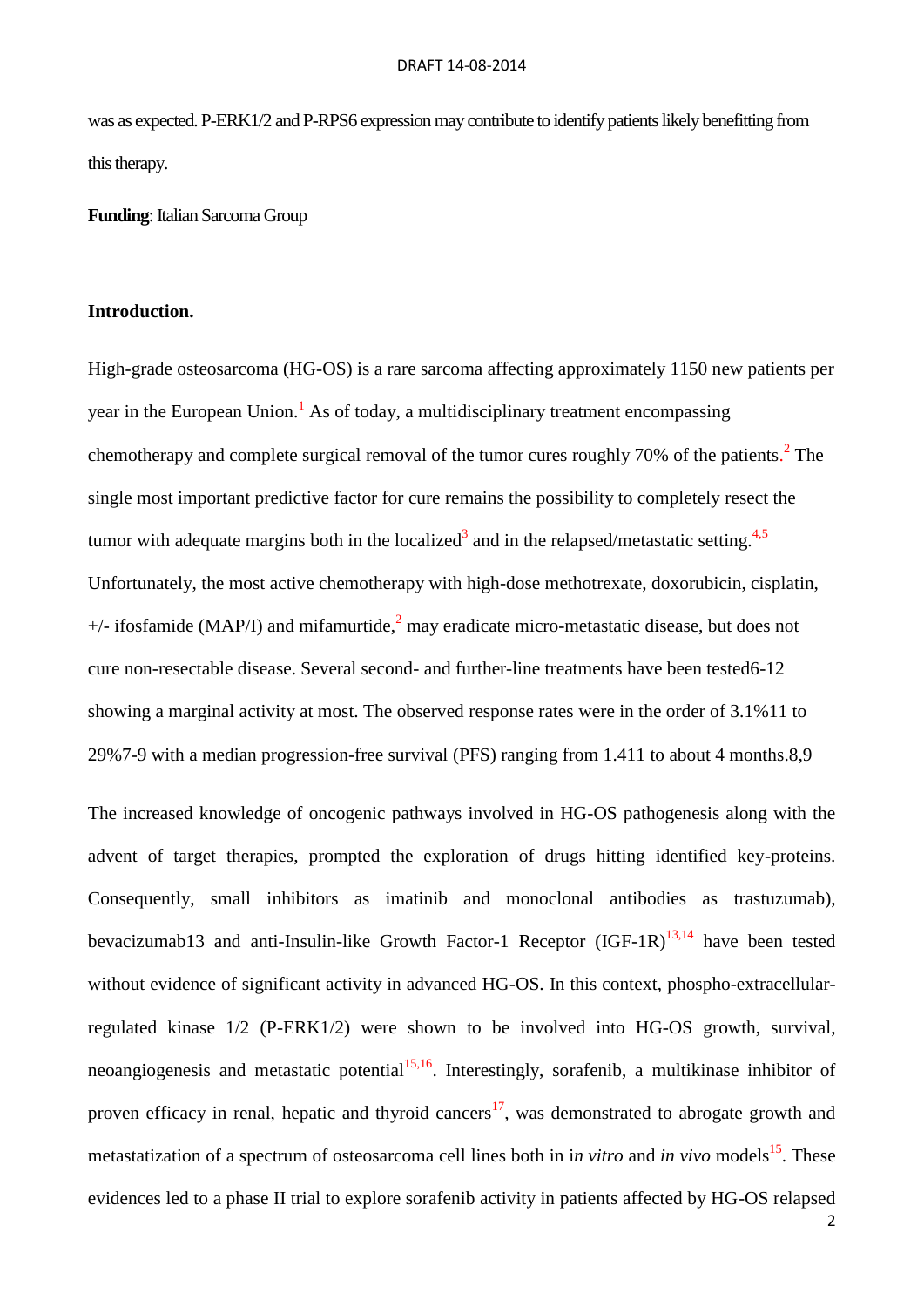was as expected. P-ERK1/2 and P-RPS6 expression may contribute to identify patients likely benefitting from this therapy.

**Funding**: Italian Sarcoma Group

## Introduction.

High-grade osteosarcoma (HG-OS) is a rare sarcoma affecting approximately 1150 new patients per year in the European Union.[1] As of today, a multidisciplinary treatment encompassing chemotherapy and complete surgical removal of the tumor cures roughly 70% of the patients.[2] The single most important predictive factor for cure remains the possibility to completely resect the tumor with adequate margins both in the localized[3] and in the relapsed/metastatic setting.[4,5] Unfortunately, the most active chemotherapy with high-dose methotrexate, doxorubicin, cisplatin, +/- ifosfamide (MAP/I) and mifamurtide,[2] may eradicate micro-metastatic disease, but does not cure non-resectable disease. Several second- and further-line treatments have been tested6-12 showing a marginal activity at most. The observed response rates were in the order of 3.1%11 to 29%7-9 with a median progression-free survival (PFS) ranging from 1.411 to about 4 months.8,9

The increased knowledge of oncogenic pathways involved in HG-OS pathogenesis along with the advent of target therapies, prompted the exploration of drugs hitting identified key-proteins. Consequently, small inhibitors as imatinib and monoclonal antibodies as trastuzumab), bevacizumab13 and anti-Insulin-like Growth Factor-1 Receptor (IGF-1R)[13,14] have been tested without evidence of significant activity in advanced HG-OS. In this context, phospho-extracellular-regulated kinase 1/2 (P-ERK1/2) were shown to be involved into HG-OS growth, survival, neoangiogenesis and metastatic potential[15,16]. Interestingly, sorafenib, a multikinase inhibitor of proven efficacy in renal, hepatic and thyroid cancers[17], was demonstrated to abrogate growth and metastatization of a spectrum of osteosarcoma cell lines both in i*n vitro* and *in vivo* models[15]. These evidences led to a phase II trial to explore sorafenib activity in patients affected by HG-OS relapsed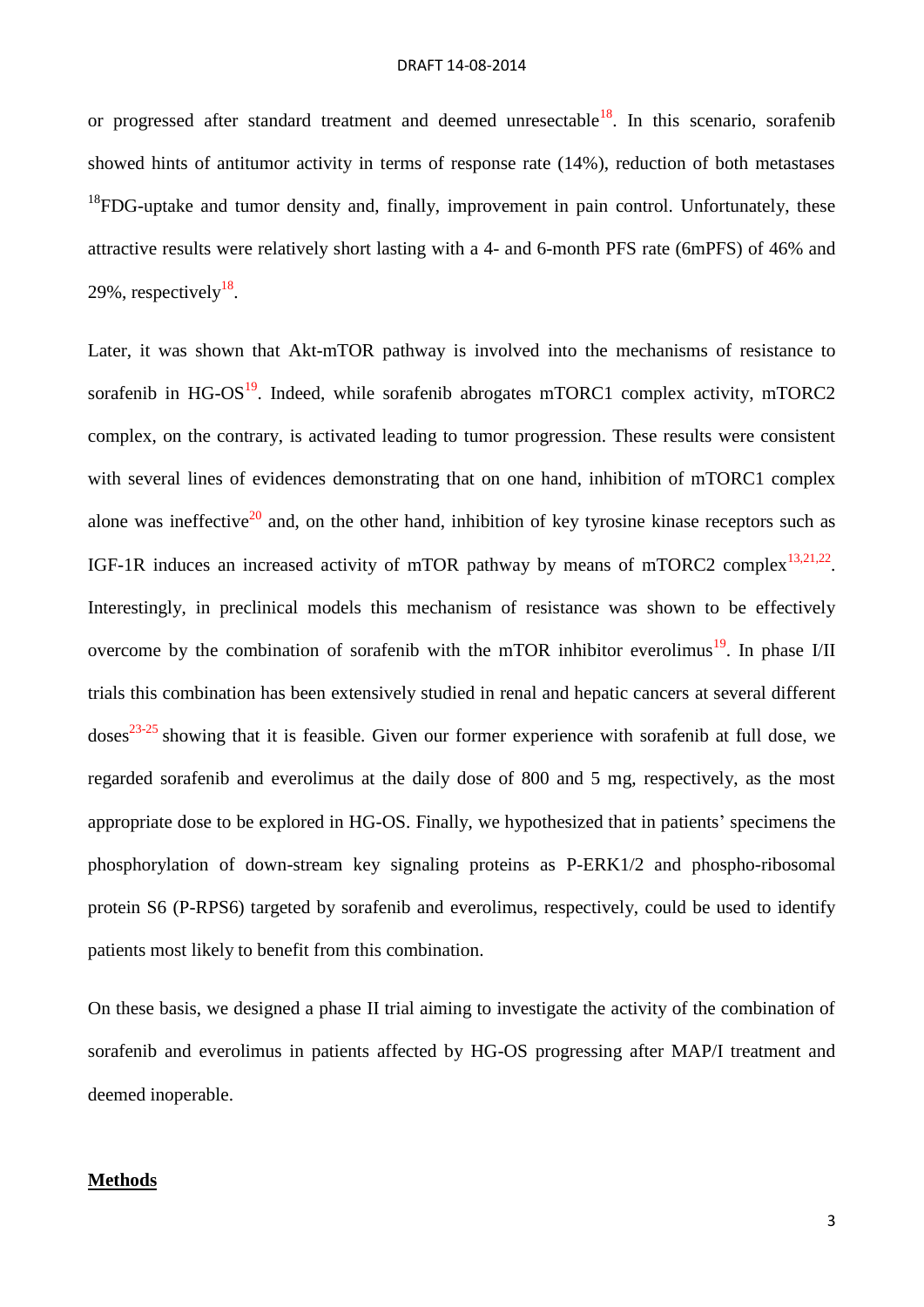or progressed after standard treatment and deemed unresectable[18]. In this scenario, sorafenib showed hints of antitumor activity in terms of response rate (14%), reduction of both metastases $^{18}$FDG-uptake and tumor density and, finally, improvement in pain control. Unfortunately, these attractive results were relatively short lasting with a 4- and 6-month PFS rate (6mPFS) of 46% and 29%, respectively[18].

Later, it was shown that Akt-mTOR pathway is involved into the mechanisms of resistance to sorafenib in HG-OS[19]. Indeed, while sorafenib abrogates mTORC1 complex activity, mTORC2 complex, on the contrary, is activated leading to tumor progression. These results were consistent with several lines of evidences demonstrating that on one hand, inhibition of mTORC1 complex alone was ineffective[20] and, on the other hand, inhibition of key tyrosine kinase receptors such as IGF-1R induces an increased activity of mTOR pathway by means of mTORC2 complex[13,21,22]. Interestingly, in preclinical models this mechanism of resistance was shown to be effectively overcome by the combination of sorafenib with the mTOR inhibitor everolimus[19]. In phase I/II trials this combination has been extensively studied in renal and hepatic cancers at several different doses[23-25] showing that it is feasible. Given our former experience with sorafenib at full dose, we regarded sorafenib and everolimus at the daily dose of 800 and 5 mg, respectively, as the most appropriate dose to be explored in HG-OS. Finally, we hypothesized that in patients' specimens the phosphorylation of down-stream key signaling proteins as P-ERK1/2 and phospho-ribosomal protein S6 (P-RPS6) targeted by sorafenib and everolimus, respectively, could be used to identify patients most likely to benefit from this combination.

On these basis, we designed a phase II trial aiming to investigate the activity of the combination of sorafenib and everolimus in patients affected by HG-OS progressing after MAP/I treatment and deemed inoperable.

## Methods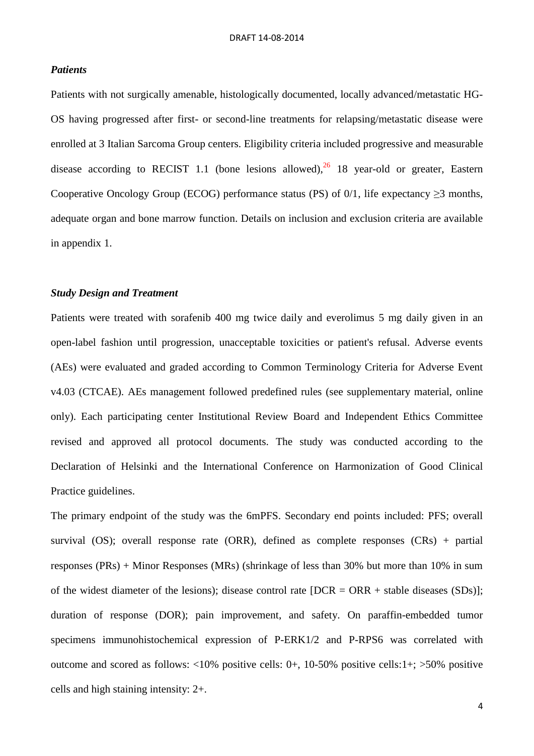### *Patients*

Patients with not surgically amenable, histologically documented, locally advanced/metastatic HG-OS having progressed after first- or second-line treatments for relapsing/metastatic disease were enrolled at 3 Italian Sarcoma Group centers. Eligibility criteria included progressive and measurable disease according to RECIST 1.1 (bone lesions allowed),[26] 18 year-old or greater, Eastern Cooperative Oncology Group (ECOG) performance status (PS) of 0/1, life expectancy ≥3 months, adequate organ and bone marrow function. Details on inclusion and exclusion criteria are available in appendix 1.

### *Study Design and Treatment*

Patients were treated with sorafenib 400 mg twice daily and everolimus 5 mg daily given in an open-label fashion until progression, unacceptable toxicities or patient's refusal. Adverse events (AEs) were evaluated and graded according to Common Terminology Criteria for Adverse Event v4.03 (CTCAE). AEs management followed predefined rules (see supplementary material, online only). Each participating center Institutional Review Board and Independent Ethics Committee revised and approved all protocol documents. The study was conducted according to the Declaration of Helsinki and the International Conference on Harmonization of Good Clinical Practice guidelines.

The primary endpoint of the study was the 6mPFS. Secondary end points included: PFS; overall survival (OS); overall response rate (ORR), defined as complete responses (CRs) + partial responses (PRs) + Minor Responses (MRs) (shrinkage of less than 30% but more than 10% in sum of the widest diameter of the lesions); disease control rate [DCR = ORR + stable diseases (SDs)]; duration of response (DOR); pain improvement, and safety. On paraffin-embedded tumor specimens immunohistochemical expression of P-ERK1/2 and P-RPS6 was correlated with outcome and scored as follows: <10% positive cells: 0+, 10-50% positive cells:1+; >50% positive cells and high staining intensity: 2+.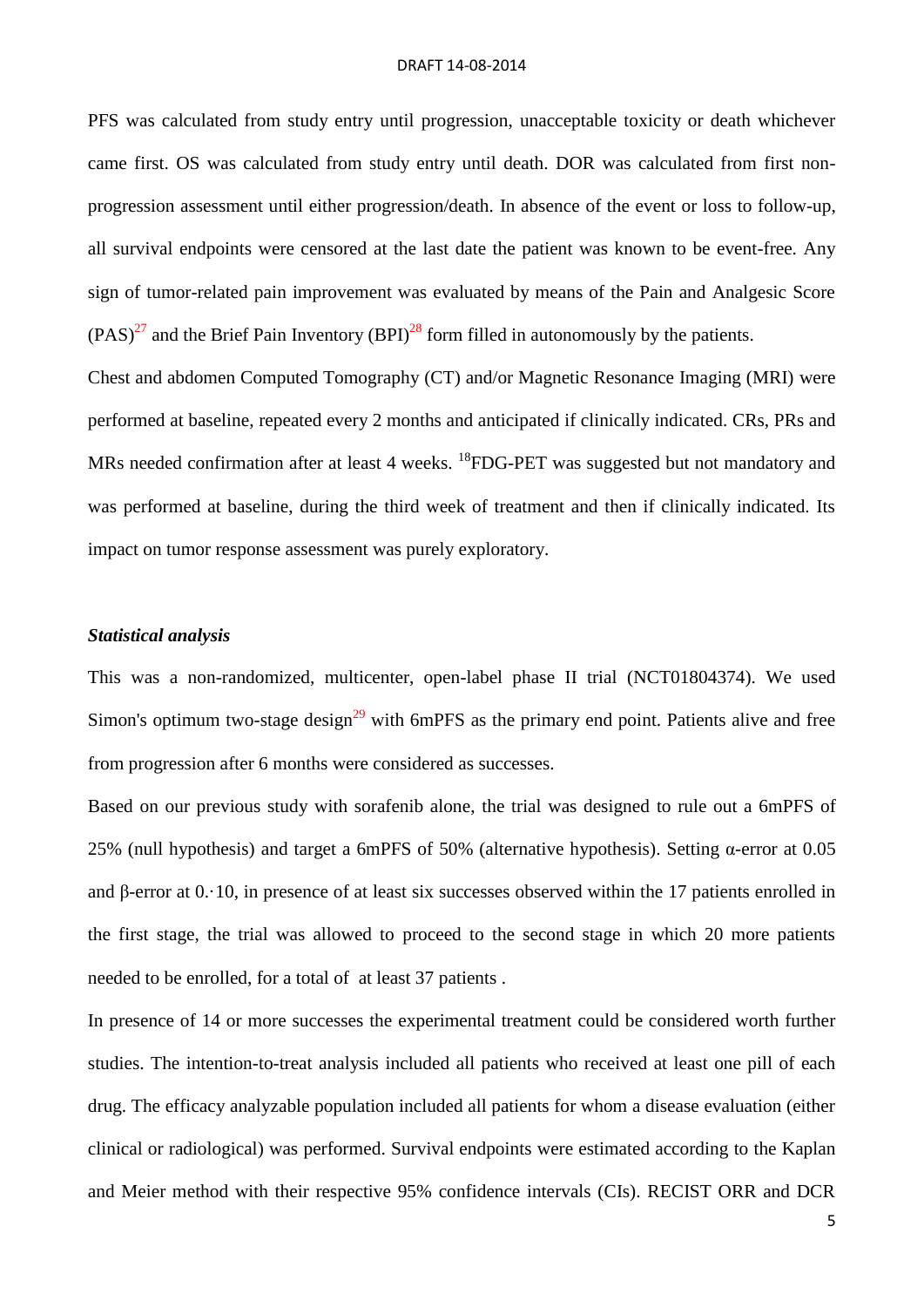PFS was calculated from study entry until progression, unacceptable toxicity or death whichever came first. OS was calculated from study entry until death. DOR was calculated from first non-progression assessment until either progression/death. In absence of the event or loss to follow-up, all survival endpoints were censored at the last date the patient was known to be event-free. Any sign of tumor-related pain improvement was evaluated by means of the Pain and Analgesic Score (PAS)[27] and the Brief Pain Inventory (BPI)[28] form filled in autonomously by the patients.

Chest and abdomen Computed Tomography (CT) and/or Magnetic Resonance Imaging (MRI) were performed at baseline, repeated every 2 months and anticipated if clinically indicated. CRs, PRs and MRs needed confirmation after at least 4 weeks. $^{18}$FDG-PET was suggested but not mandatory and was performed at baseline, during the third week of treatment and then if clinically indicated. Its impact on tumor response assessment was purely exploratory.

### *Statistical analysis*

This was a non-randomized, multicenter, open-label phase II trial (NCT01804374). We used Simon's optimum two-stage design[29] with 6mPFS as the primary end point. Patients alive and free from progression after 6 months were considered as successes.

Based on our previous study with sorafenib alone, the trial was designed to rule out a 6mPFS of 25% (null hypothesis) and target a 6mPFS of 50% (alternative hypothesis). Setting α-error at 0.05 and β-error at 0.·10, in presence of at least six successes observed within the 17 patients enrolled in the first stage, the trial was allowed to proceed to the second stage in which 20 more patients needed to be enrolled, for a total of at least 37 patients .

In presence of 14 or more successes the experimental treatment could be considered worth further studies. The intention-to-treat analysis included all patients who received at least one pill of each drug. The efficacy analyzable population included all patients for whom a disease evaluation (either clinical or radiological) was performed. Survival endpoints were estimated according to the Kaplan and Meier method with their respective 95% confidence intervals (CIs). RECIST ORR and DCR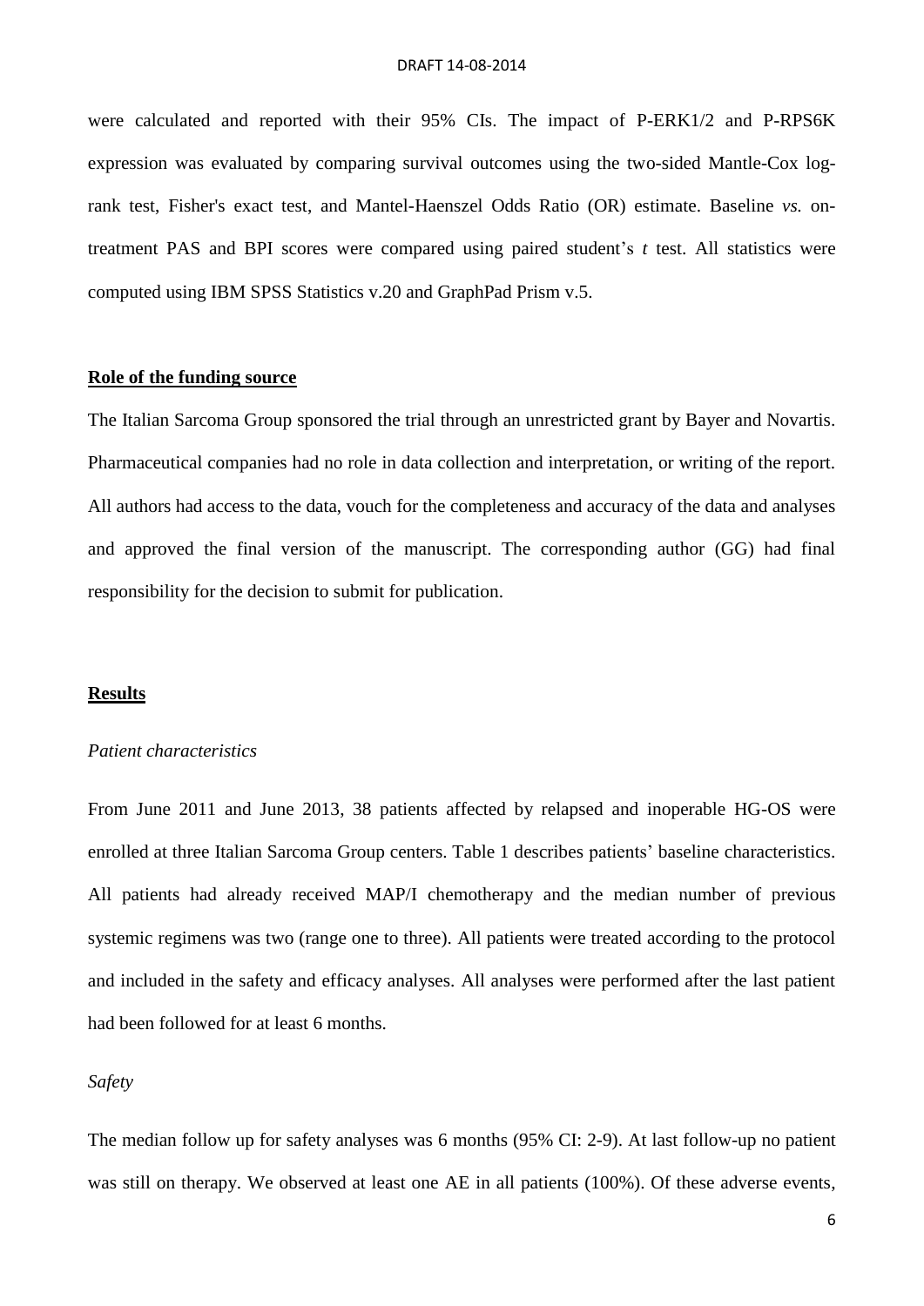were calculated and reported with their 95% CIs. The impact of P-ERK1/2 and P-RPS6K expression was evaluated by comparing survival outcomes using the two-sided Mantle-Cox log-rank test, Fisher's exact test, and Mantel-Haenszel Odds Ratio (OR) estimate. Baseline *vs.* on-treatment PAS and BPI scores were compared using paired student's *t* test. All statistics were computed using IBM SPSS Statistics v.20 and GraphPad Prism v.5.

## Role of the funding source

The Italian Sarcoma Group sponsored the trial through an unrestricted grant by Bayer and Novartis. Pharmaceutical companies had no role in data collection and interpretation, or writing of the report. All authors had access to the data, vouch for the completeness and accuracy of the data and analyses and approved the final version of the manuscript. The corresponding author (GG) had final responsibility for the decision to submit for publication.

## Results

### *Patient characteristics*

From June 2011 and June 2013, 38 patients affected by relapsed and inoperable HG-OS were enrolled at three Italian Sarcoma Group centers. Table 1 describes patients' baseline characteristics. All patients had already received MAP/I chemotherapy and the median number of previous systemic regimens was two (range one to three). All patients were treated according to the protocol and included in the safety and efficacy analyses. All analyses were performed after the last patient had been followed for at least 6 months.

### *Safety*

The median follow up for safety analyses was 6 months (95% CI: 2-9). At last follow-up no patient was still on therapy. We observed at least one AE in all patients (100%). Of these adverse events,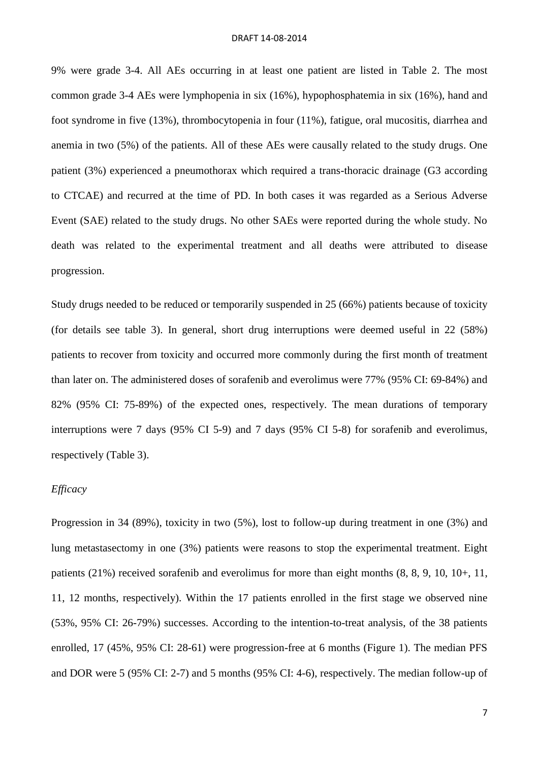9% were grade 3-4. All AEs occurring in at least one patient are listed in Table 2. The most common grade 3-4 AEs were lymphopenia in six (16%), hypophosphatemia in six (16%), hand and foot syndrome in five (13%), thrombocytopenia in four (11%), fatigue, oral mucositis, diarrhea and anemia in two (5%) of the patients. All of these AEs were causally related to the study drugs. One patient (3%) experienced a pneumothorax which required a trans-thoracic drainage (G3 according to CTCAE) and recurred at the time of PD. In both cases it was regarded as a Serious Adverse Event (SAE) related to the study drugs. No other SAEs were reported during the whole study. No death was related to the experimental treatment and all deaths were attributed to disease progression.

Study drugs needed to be reduced or temporarily suspended in 25 (66%) patients because of toxicity (for details see table 3). In general, short drug interruptions were deemed useful in 22 (58%) patients to recover from toxicity and occurred more commonly during the first month of treatment than later on. The administered doses of sorafenib and everolimus were 77% (95% CI: 69-84%) and 82% (95% CI: 75-89%) of the expected ones, respectively. The mean durations of temporary interruptions were 7 days (95% CI 5-9) and 7 days (95% CI 5-8) for sorafenib and everolimus, respectively (Table 3).

*Efficacy*

Progression in 34 (89%), toxicity in two (5%), lost to follow-up during treatment in one (3%) and lung metastasectomy in one (3%) patients were reasons to stop the experimental treatment. Eight patients (21%) received sorafenib and everolimus for more than eight months (8, 8, 9, 10, 10+, 11, 11, 12 months, respectively). Within the 17 patients enrolled in the first stage we observed nine (53%, 95% CI: 26-79%) successes. According to the intention-to-treat analysis, of the 38 patients enrolled, 17 (45%, 95% CI: 28-61) were progression-free at 6 months (Figure 1). The median PFS and DOR were 5 (95% CI: 2-7) and 5 months (95% CI: 4-6), respectively. The median follow-up of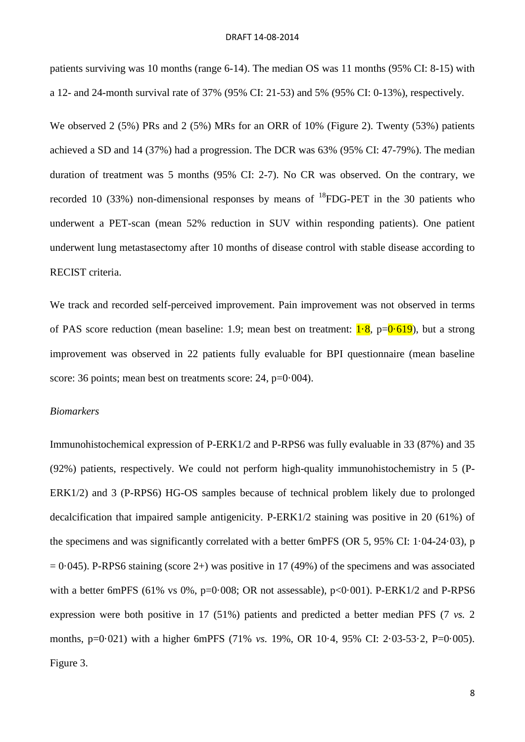patients surviving was 10 months (range 6-14). The median OS was 11 months (95% CI: 8-15) with a 12- and 24-month survival rate of 37% (95% CI: 21-53) and 5% (95% CI: 0-13%), respectively.

We observed 2 (5%) PRs and 2 (5%) MRs for an ORR of 10% (Figure 2). Twenty (53%) patients achieved a SD and 14 (37%) had a progression. The DCR was 63% (95% CI: 47-79%). The median duration of treatment was 5 months (95% CI: 2-7). No CR was observed. On the contrary, we recorded 10 (33%) non-dimensional responses by means of $^{18}$FDG-PET in the 30 patients who underwent a PET-scan (mean 52% reduction in SUV within responding patients). One patient underwent lung metastasectomy after 10 months of disease control with stable disease according to RECIST criteria.

We track and recorded self-perceived improvement. Pain improvement was not observed in terms of PAS score reduction (mean baseline: 1.9; mean best on treatment: 1·8, p=0·619), but a strong improvement was observed in 22 patients fully evaluable for BPI questionnaire (mean baseline score: 36 points; mean best on treatments score: 24, p=0·004).

*Biomarkers*

Immunohistochemical expression of P-ERK1/2 and P-RPS6 was fully evaluable in 33 (87%) and 35 (92%) patients, respectively. We could not perform high-quality immunohistochemistry in 5 (P-ERK1/2) and 3 (P-RPS6) HG-OS samples because of technical problem likely due to prolonged decalcification that impaired sample antigenicity. P-ERK1/2 staining was positive in 20 (61%) of the specimens and was significantly correlated with a better 6mPFS (OR 5, 95% CI: 1·04-24·03), p = 0·045). P-RPS6 staining (score 2+) was positive in 17 (49%) of the specimens and was associated with a better 6mPFS (61% vs 0%, p=0·008; OR not assessable), p<0·001). P-ERK1/2 and P-RPS6 expression were both positive in 17 (51%) patients and predicted a better median PFS (7 *vs.* 2 months, p=0·021) with a higher 6mPFS (71% *vs.* 19%, OR 10·4, 95% CI: 2·03-53·2, P=0·005). Figure 3.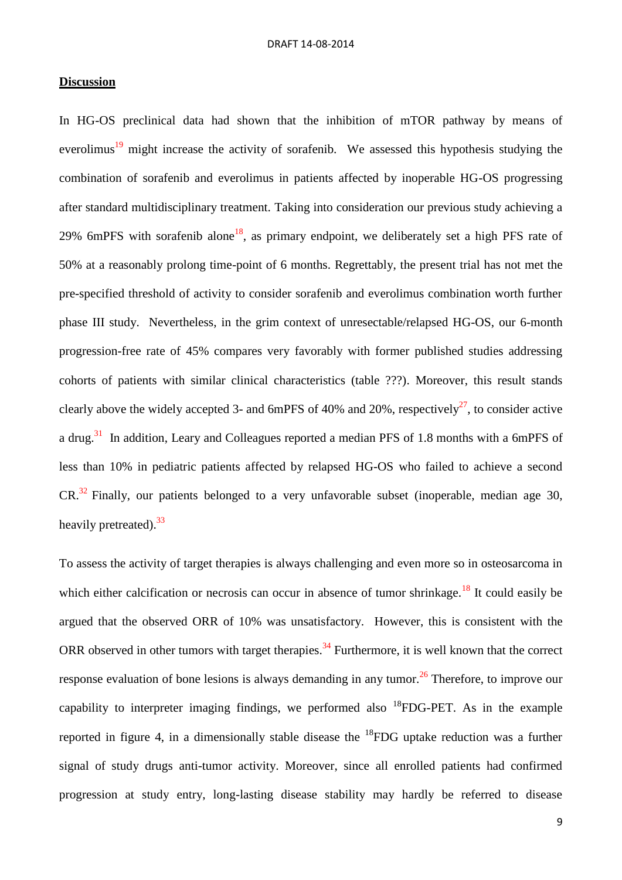## Discussion

In HG-OS preclinical data had shown that the inhibition of mTOR pathway by means of everolimus[19] might increase the activity of sorafenib. We assessed this hypothesis studying the combination of sorafenib and everolimus in patients affected by inoperable HG-OS progressing after standard multidisciplinary treatment. Taking into consideration our previous study achieving a 29% 6mPFS with sorafenib alone[18], as primary endpoint, we deliberately set a high PFS rate of 50% at a reasonably prolong time-point of 6 months. Regrettably, the present trial has not met the pre-specified threshold of activity to consider sorafenib and everolimus combination worth further phase III study. Nevertheless, in the grim context of unresectable/relapsed HG-OS, our 6-month progression-free rate of 45% compares very favorably with former published studies addressing cohorts of patients with similar clinical characteristics (table ???). Moreover, this result stands clearly above the widely accepted 3- and 6mPFS of 40% and 20%, respectively[27], to consider active a drug.[31] In addition, Leary and Colleagues reported a median PFS of 1.8 months with a 6mPFS of less than 10% in pediatric patients affected by relapsed HG-OS who failed to achieve a second CR.[32] Finally, our patients belonged to a very unfavorable subset (inoperable, median age 30, heavily pretreated).[33]

To assess the activity of target therapies is always challenging and even more so in osteosarcoma in which either calcification or necrosis can occur in absence of tumor shrinkage.[18] It could easily be argued that the observed ORR of 10% was unsatisfactory. However, this is consistent with the ORR observed in other tumors with target therapies.[34] Furthermore, it is well known that the correct response evaluation of bone lesions is always demanding in any tumor.[26] Therefore, to improve our capability to interpreter imaging findings, we performed also $^{18}$FDG-PET. As in the example reported in figure 4, in a dimensionally stable disease the $^{18}$FDG uptake reduction was a further signal of study drugs anti-tumor activity. Moreover, since all enrolled patients had confirmed progression at study entry, long-lasting disease stability may hardly be referred to disease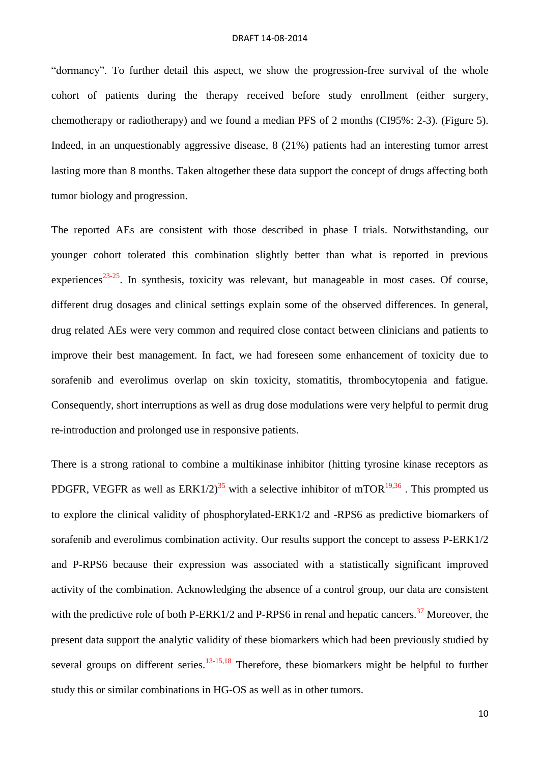"dormancy". To further detail this aspect, we show the progression-free survival of the whole cohort of patients during the therapy received before study enrollment (either surgery, chemotherapy or radiotherapy) and we found a median PFS of 2 months (CI95%: 2-3). (Figure 5). Indeed, in an unquestionably aggressive disease, 8 (21%) patients had an interesting tumor arrest lasting more than 8 months. Taken altogether these data support the concept of drugs affecting both tumor biology and progression.

The reported AEs are consistent with those described in phase I trials. Notwithstanding, our younger cohort tolerated this combination slightly better than what is reported in previous experiences[23-25]. In synthesis, toxicity was relevant, but manageable in most cases. Of course, different drug dosages and clinical settings explain some of the observed differences. In general, drug related AEs were very common and required close contact between clinicians and patients to improve their best management. In fact, we had foreseen some enhancement of toxicity due to sorafenib and everolimus overlap on skin toxicity, stomatitis, thrombocytopenia and fatigue. Consequently, short interruptions as well as drug dose modulations were very helpful to permit drug re-introduction and prolonged use in responsive patients.

There is a strong rational to combine a multikinase inhibitor (hitting tyrosine kinase receptors as PDGFR, VEGFR as well as ERK1/2)[35] with a selective inhibitor of mTOR[19,36] . This prompted us to explore the clinical validity of phosphorylated-ERK1/2 and -RPS6 as predictive biomarkers of sorafenib and everolimus combination activity. Our results support the concept to assess P-ERK1/2 and P-RPS6 because their expression was associated with a statistically significant improved activity of the combination. Acknowledging the absence of a control group, our data are consistent with the predictive role of both P-ERK1/2 and P-RPS6 in renal and hepatic cancers.[37] Moreover, the present data support the analytic validity of these biomarkers which had been previously studied by several groups on different series.[13-15,18] Therefore, these biomarkers might be helpful to further study this or similar combinations in HG-OS as well as in other tumors.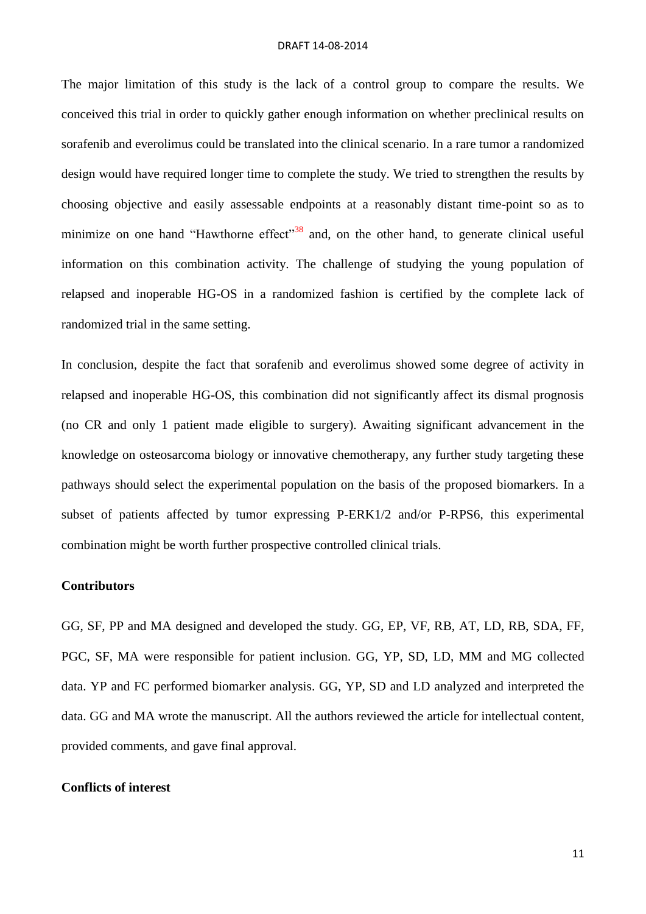The major limitation of this study is the lack of a control group to compare the results. We conceived this trial in order to quickly gather enough information on whether preclinical results on sorafenib and everolimus could be translated into the clinical scenario. In a rare tumor a randomized design would have required longer time to complete the study. We tried to strengthen the results by choosing objective and easily assessable endpoints at a reasonably distant time-point so as to minimize on one hand "Hawthorne effect"[38] and, on the other hand, to generate clinical useful information on this combination activity. The challenge of studying the young population of relapsed and inoperable HG-OS in a randomized fashion is certified by the complete lack of randomized trial in the same setting.

In conclusion, despite the fact that sorafenib and everolimus showed some degree of activity in relapsed and inoperable HG-OS, this combination did not significantly affect its dismal prognosis (no CR and only 1 patient made eligible to surgery). Awaiting significant advancement in the knowledge on osteosarcoma biology or innovative chemotherapy, any further study targeting these pathways should select the experimental population on the basis of the proposed biomarkers. In a subset of patients affected by tumor expressing P-ERK1/2 and/or P-RPS6, this experimental combination might be worth further prospective controlled clinical trials.

## Contributors

GG, SF, PP and MA designed and developed the study. GG, EP, VF, RB, AT, LD, RB, SDA, FF, PGC, SF, MA were responsible for patient inclusion. GG, YP, SD, LD, MM and MG collected data. YP and FC performed biomarker analysis. GG, YP, SD and LD analyzed and interpreted the data. GG and MA wrote the manuscript. All the authors reviewed the article for intellectual content, provided comments, and gave final approval.

## Conflicts of interest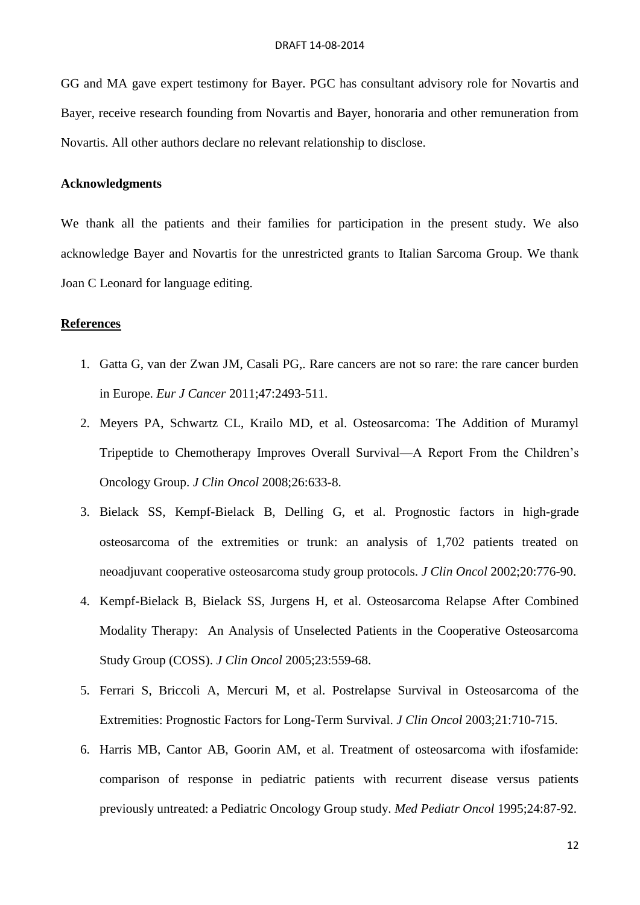GG and MA gave expert testimony for Bayer. PGC has consultant advisory role for Novartis and Bayer, receive research founding from Novartis and Bayer, honoraria and other remuneration from Novartis. All other authors declare no relevant relationship to disclose.

**Acknowledgments**

We thank all the patients and their families for participation in the present study. We also acknowledge Bayer and Novartis for the unrestricted grants to Italian Sarcoma Group. We thank Joan C Leonard for language editing.

## References

1. Gatta G, van der Zwan JM, Casali PG,. Rare cancers are not so rare: the rare cancer burden in Europe. *Eur J Cancer* 2011;47:2493-511.
2. Meyers PA, Schwartz CL, Krailo MD, et al. Osteosarcoma: The Addition of Muramyl Tripeptide to Chemotherapy Improves Overall Survival—A Report From the Children's Oncology Group. *J Clin Oncol* 2008;26:633-8.
3. Bielack SS, Kempf-Bielack B, Delling G, et al. Prognostic factors in high-grade osteosarcoma of the extremities or trunk: an analysis of 1,702 patients treated on neoadjuvant cooperative osteosarcoma study group protocols. *J Clin Oncol* 2002;20:776-90.
4. Kempf-Bielack B, Bielack SS, Jurgens H, et al. Osteosarcoma Relapse After Combined Modality Therapy: An Analysis of Unselected Patients in the Cooperative Osteosarcoma Study Group (COSS). *J Clin Oncol* 2005;23:559-68.
5. Ferrari S, Briccoli A, Mercuri M, et al. Postrelapse Survival in Osteosarcoma of the Extremities: Prognostic Factors for Long-Term Survival. *J Clin Oncol* 2003;21:710-715.
6. Harris MB, Cantor AB, Goorin AM, et al. Treatment of osteosarcoma with ifosfamide: comparison of response in pediatric patients with recurrent disease versus patients previously untreated: a Pediatric Oncology Group study. *Med Pediatr Oncol* 1995;24:87-92.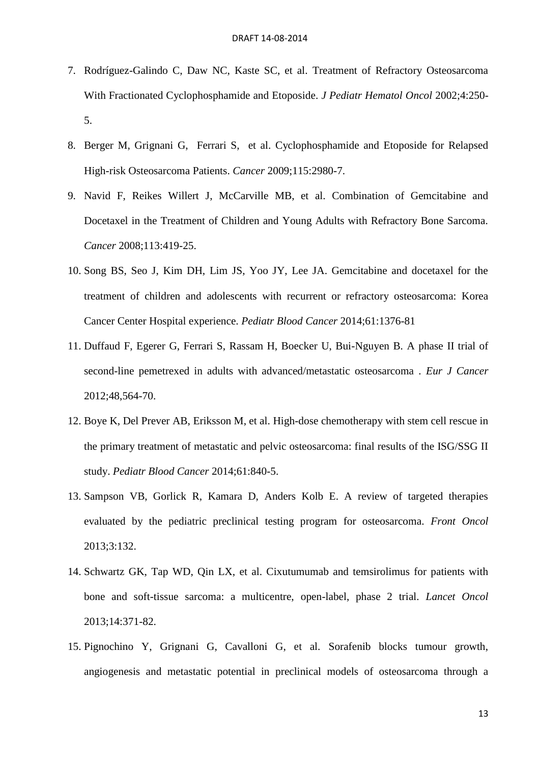7. Rodríguez-Galindo C, Daw NC, Kaste SC, et al. Treatment of Refractory Osteosarcoma With Fractionated Cyclophosphamide and Etoposide. *J Pediatr Hematol Oncol* 2002;4:250-5.
8. Berger M, Grignani G, Ferrari S, et al. Cyclophosphamide and Etoposide for Relapsed High-risk Osteosarcoma Patients. *Cancer* 2009;115:2980-7.
9. Navid F, Reikes Willert J, McCarville MB, et al. Combination of Gemcitabine and Docetaxel in the Treatment of Children and Young Adults with Refractory Bone Sarcoma. *Cancer* 2008;113:419-25.
10. Song BS, Seo J, Kim DH, Lim JS, Yoo JY, Lee JA. Gemcitabine and docetaxel for the treatment of children and adolescents with recurrent or refractory osteosarcoma: Korea Cancer Center Hospital experience. *Pediatr Blood Cancer* 2014;61:1376-81
11. Duffaud F, Egerer G, Ferrari S, Rassam H, Boecker U, Bui-Nguyen B. A phase II trial of second-line pemetrexed in adults with advanced/metastatic osteosarcoma . *Eur J Cancer* 2012;48,564-70.
12. Boye K, Del Prever AB, Eriksson M, et al. High-dose chemotherapy with stem cell rescue in the primary treatment of metastatic and pelvic osteosarcoma: final results of the ISG/SSG II study. *Pediatr Blood Cancer* 2014;61:840-5.
13. Sampson VB, Gorlick R, Kamara D, Anders Kolb E. A review of targeted therapies evaluated by the pediatric preclinical testing program for osteosarcoma. *Front Oncol* 2013;3:132.
14. Schwartz GK, Tap WD, Qin LX, et al. Cixutumumab and temsirolimus for patients with bone and soft-tissue sarcoma: a multicentre, open-label, phase 2 trial. *Lancet Oncol* 2013;14:371-82.
15. Pignochino Y, Grignani G, Cavalloni G, et al. Sorafenib blocks tumour growth, angiogenesis and metastatic potential in preclinical models of osteosarcoma through a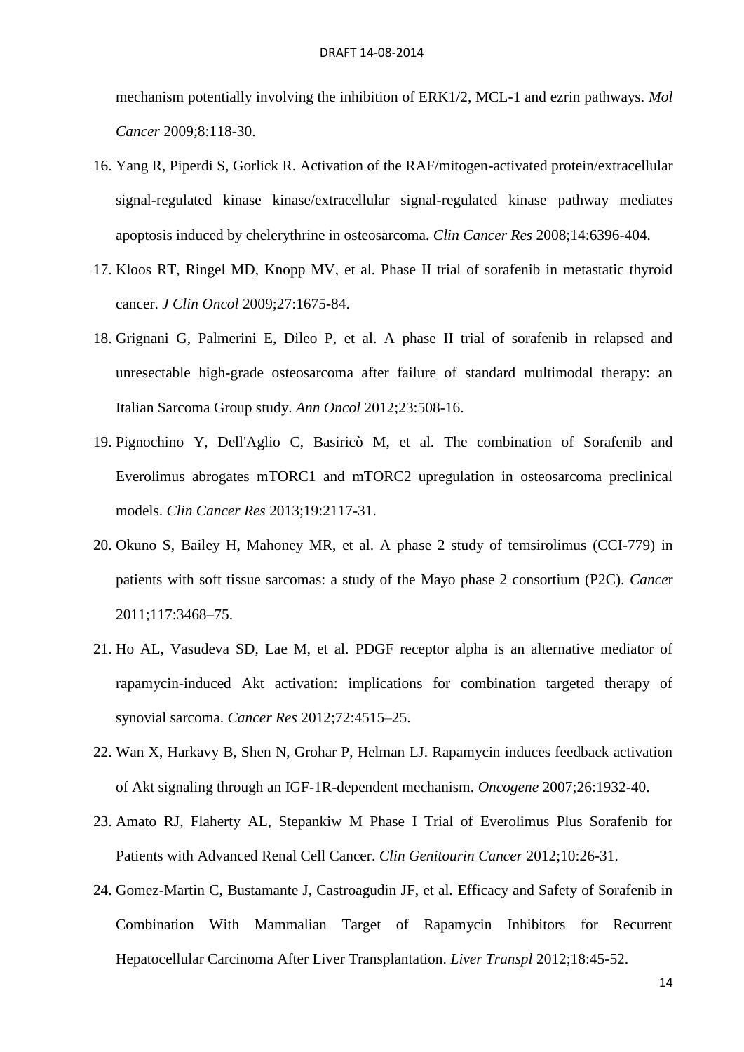mechanism potentially involving the inhibition of ERK1/2, MCL-1 and ezrin pathways. *Mol Cancer* 2009;8:118-30.

16. Yang R, Piperdi S, Gorlick R. Activation of the RAF/mitogen-activated protein/extracellular signal-regulated kinase kinase/extracellular signal-regulated kinase pathway mediates apoptosis induced by chelerythrine in osteosarcoma. *Clin Cancer Res* 2008;14:6396-404.
17. Kloos RT, Ringel MD, Knopp MV, et al. Phase II trial of sorafenib in metastatic thyroid cancer. *J Clin Oncol* 2009;27:1675-84.
18. Grignani G, Palmerini E, Dileo P, et al. A phase II trial of sorafenib in relapsed and unresectable high-grade osteosarcoma after failure of standard multimodal therapy: an Italian Sarcoma Group study. *Ann Oncol* 2012;23:508-16.
19. Pignochino Y, Dell'Aglio C, Basiricò M, et al. The combination of Sorafenib and Everolimus abrogates mTORC1 and mTORC2 upregulation in osteosarcoma preclinical models. *Clin Cancer Res* 2013;19:2117-31.
20. Okuno S, Bailey H, Mahoney MR, et al. A phase 2 study of temsirolimus (CCI-779) in patients with soft tissue sarcomas: a study of the Mayo phase 2 consortium (P2C). *Cance*r 2011;117:3468–75.
21. Ho AL, Vasudeva SD, Lae M, et al. PDGF receptor alpha is an alternative mediator of rapamycin-induced Akt activation: implications for combination targeted therapy of synovial sarcoma. *Cancer Res* 2012;72:4515–25.
22. Wan X, Harkavy B, Shen N, Grohar P, Helman LJ. Rapamycin induces feedback activation of Akt signaling through an IGF-1R-dependent mechanism. *Oncogene* 2007;26:1932-40.
23. Amato RJ, Flaherty AL, Stepankiw M Phase I Trial of Everolimus Plus Sorafenib for Patients with Advanced Renal Cell Cancer. *Clin Genitourin Cancer* 2012;10:26-31.
24. Gomez-Martin C, Bustamante J, Castroagudin JF, et al. Efficacy and Safety of Sorafenib in Combination With Mammalian Target of Rapamycin Inhibitors for Recurrent Hepatocellular Carcinoma After Liver Transplantation. *Liver Transpl* 2012;18:45-52.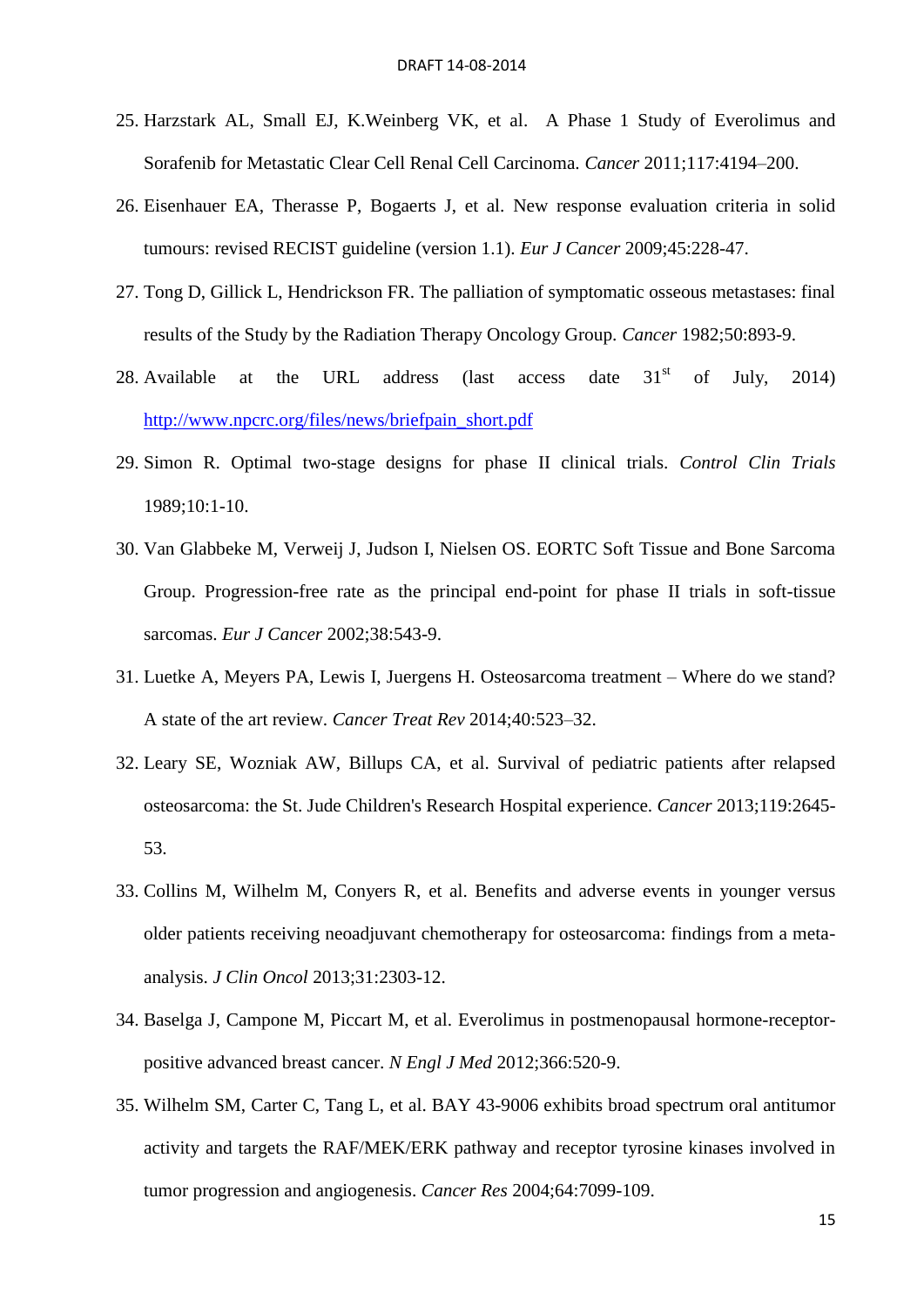25. Harzstark AL, Small EJ, K.Weinberg VK, et al. A Phase 1 Study of Everolimus and Sorafenib for Metastatic Clear Cell Renal Cell Carcinoma. *Cancer* 2011;117:4194–200.
26. Eisenhauer EA, Therasse P, Bogaerts J, et al. New response evaluation criteria in solid tumours: revised RECIST guideline (version 1.1). *Eur J Cancer* 2009;45:228-47.
27. Tong D, Gillick L, Hendrickson FR. The palliation of symptomatic osseous metastases: final results of the Study by the Radiation Therapy Oncology Group. *Cancer* 1982;50:893-9.
28. Available at the URL address (last access date 31st of July, 2014) http://www.npcrc.org/files/news/briefpain_short.pdf
29. Simon R. Optimal two-stage designs for phase II clinical trials. *Control Clin Trials* 1989;10:1-10.
30. Van Glabbeke M, Verweij J, Judson I, Nielsen OS. EORTC Soft Tissue and Bone Sarcoma Group. Progression-free rate as the principal end-point for phase II trials in soft-tissue sarcomas. *Eur J Cancer* 2002;38:543-9.
31. Luetke A, Meyers PA, Lewis I, Juergens H. Osteosarcoma treatment – Where do we stand? A state of the art review. *Cancer Treat Rev* 2014;40:523–32.
32. Leary SE, Wozniak AW, Billups CA, et al. Survival of pediatric patients after relapsed osteosarcoma: the St. Jude Children's Research Hospital experience. *Cancer* 2013;119:2645-53.
33. Collins M, Wilhelm M, Conyers R, et al. Benefits and adverse events in younger versus older patients receiving neoadjuvant chemotherapy for osteosarcoma: findings from a meta-analysis. *J Clin Oncol* 2013;31:2303-12.
34. Baselga J, Campone M, Piccart M, et al. Everolimus in postmenopausal hormone-receptor-positive advanced breast cancer. *N Engl J Med* 2012;366:520-9.
35. Wilhelm SM, Carter C, Tang L, et al. BAY 43-9006 exhibits broad spectrum oral antitumor activity and targets the RAF/MEK/ERK pathway and receptor tyrosine kinases involved in tumor progression and angiogenesis. *Cancer Res* 2004;64:7099-109.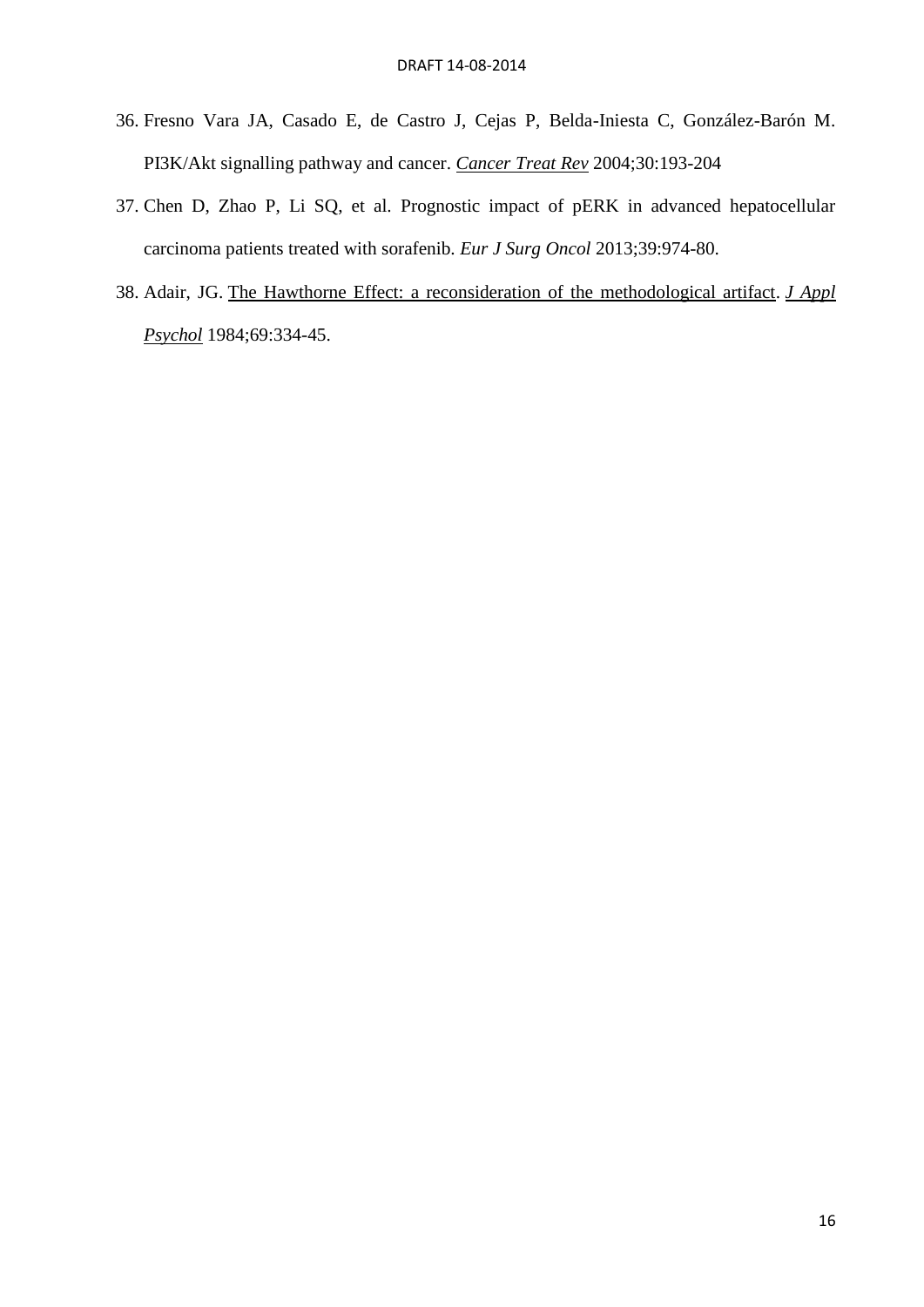36. Fresno Vara JA, Casado E, de Castro J, Cejas P, Belda-Iniesta C, González-Barón M. PI3K/Akt signalling pathway and cancer. *Cancer Treat Rev* 2004;30:193-204
37. Chen D, Zhao P, Li SQ, et al. Prognostic impact of pERK in advanced hepatocellular carcinoma patients treated with sorafenib. *Eur J Surg Oncol* 2013;39:974-80.
38. Adair, JG. The Hawthorne Effect: a reconsideration of the methodological artifact. *J Appl Psychol* 1984;69:334-45.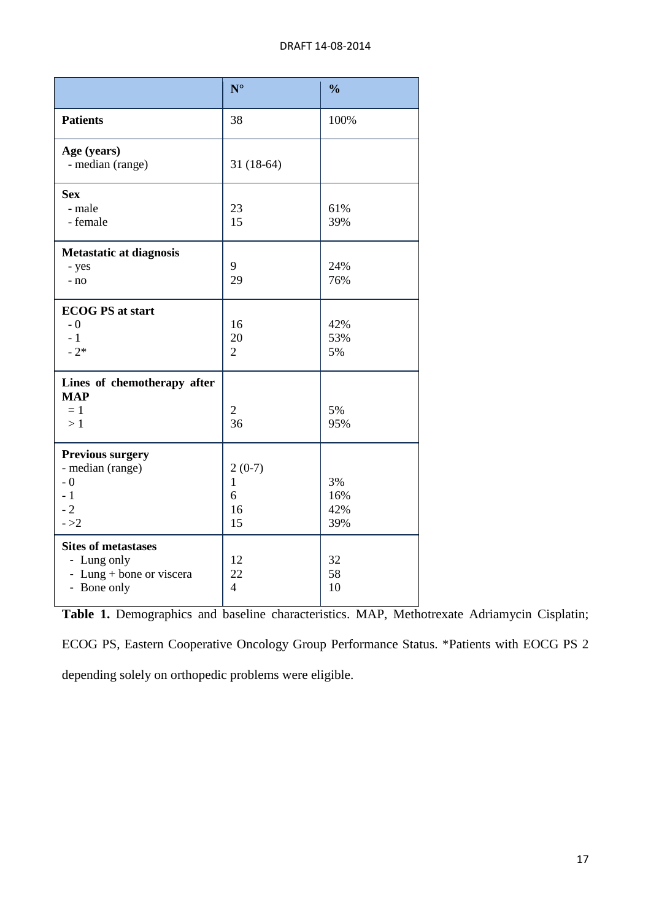| | N° | % |
|---|---|---|
| **Patients** | 38 | 100% |
| **Age (years)**<br>- median (range) | 31 (18-64) | |
| **Sex**<br>- male<br>- female | 23<br>15 | 61%<br>39% |
| **Metastatic at diagnosis**<br>- yes<br>- no | 9<br>29 | 24%<br>76% |
| **ECOG PS at start**<br>- 0<br>- 1<br>- 2* | 16<br>20<br>2 | 42%<br>53%<br>5% |
| **Lines of chemotherapy after MAP**<br>= 1<br>> 1 | 2<br>36 | 5%<br>95% |
| **Previous surgery**<br>- median (range)<br>- 0<br>- 1<br>- 2<br>- >2 | 2 (0-7)<br>1<br>6<br>16<br>15 | <br>3%<br>16%<br>42%<br>39% |
| **Sites of metastases**<br>- Lung only<br>- Lung + bone or viscera<br>- Bone only | 12<br>22<br>4 | 32<br>58<br>10 |

**Table 1.** Demographics and baseline characteristics. MAP, Methotrexate Adriamycin Cisplatin; ECOG PS, Eastern Cooperative Oncology Group Performance Status. *Patients with EOCG PS 2 depending solely on orthopedic problems were eligible.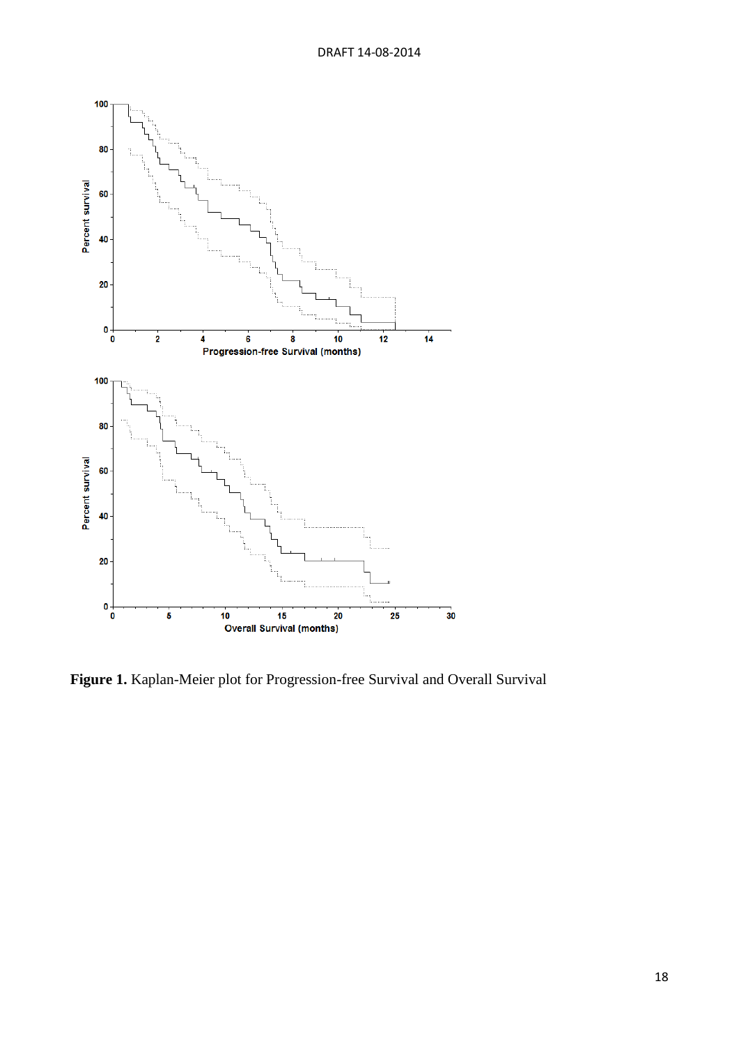**Figure 1.** Kaplan-Meier plot for Progression-free Survival and Overall Survival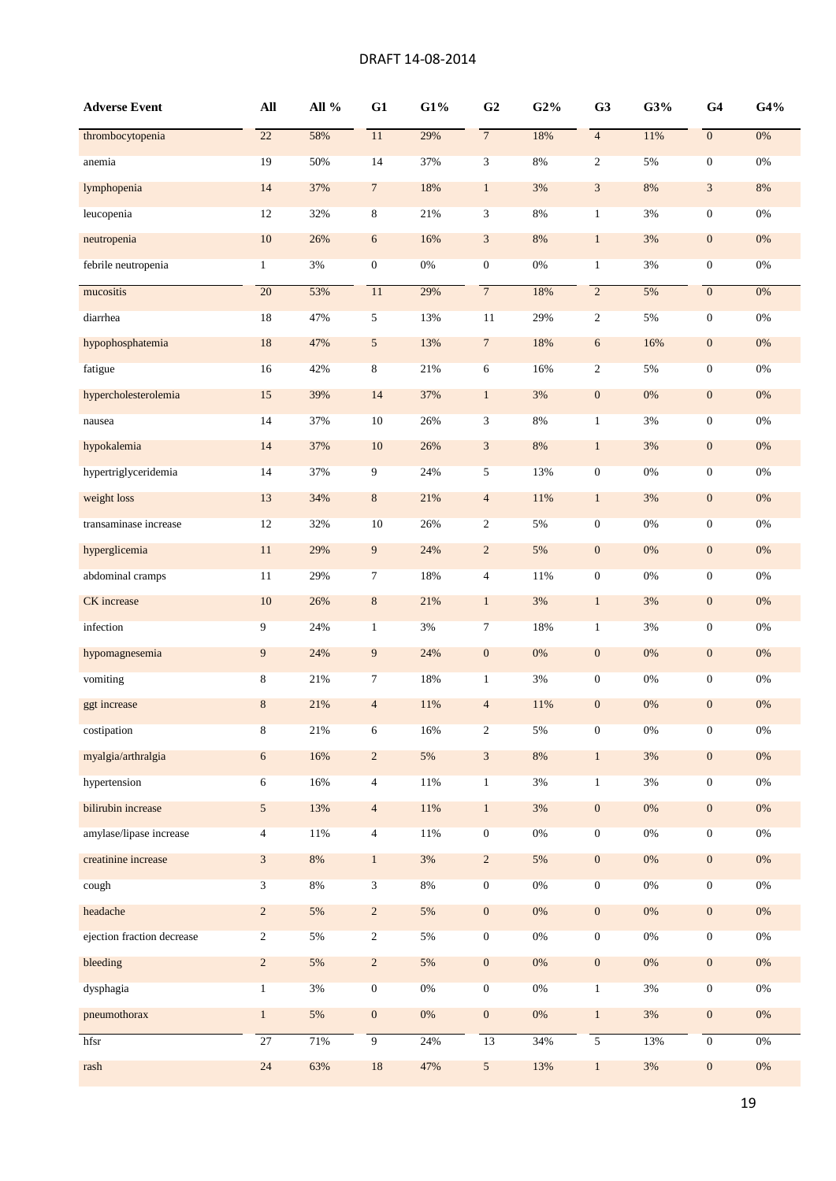DRAFT 14-08-2014

| Adverse Event | All | All % | G1 | G1% | G2 | G2% | G3 | G3% | G4 | G4% |
|---|---|---|---|---|---|---|---|---|---|---|
| thrombocytopenia | 22 | 58% | 11 | 29% | 7 | 18% | 4 | 11% | 0 | 0% |
| anemia | 19 | 50% | 14 | 37% | 3 | 8% | 2 | 5% | 0 | 0% |
| lymphopenia | 14 | 37% | 7 | 18% | 1 | 3% | 3 | 8% | 3 | 8% |
| leucopenia | 12 | 32% | 8 | 21% | 3 | 8% | 1 | 3% | 0 | 0% |
| neutropenia | 10 | 26% | 6 | 16% | 3 | 8% | 1 | 3% | 0 | 0% |
| febrile neutropenia | 1 | 3% | 0 | 0% | 0 | 0% | 1 | 3% | 0 | 0% |
| mucositis | 20 | 53% | 11 | 29% | 7 | 18% | 2 | 5% | 0 | 0% |
| diarrhea | 18 | 47% | 5 | 13% | 11 | 29% | 2 | 5% | 0 | 0% |
| hypophosphatemia | 18 | 47% | 5 | 13% | 7 | 18% | 6 | 16% | 0 | 0% |
| fatigue | 16 | 42% | 8 | 21% | 6 | 16% | 2 | 5% | 0 | 0% |
| hypercholesterolemia | 15 | 39% | 14 | 37% | 1 | 3% | 0 | 0% | 0 | 0% |
| nausea | 14 | 37% | 10 | 26% | 3 | 8% | 1 | 3% | 0 | 0% |
| hypokalemia | 14 | 37% | 10 | 26% | 3 | 8% | 1 | 3% | 0 | 0% |
| hypertriglyceridemia | 14 | 37% | 9 | 24% | 5 | 13% | 0 | 0% | 0 | 0% |
| weight loss | 13 | 34% | 8 | 21% | 4 | 11% | 1 | 3% | 0 | 0% |
| transaminase increase | 12 | 32% | 10 | 26% | 2 | 5% | 0 | 0% | 0 | 0% |
| hyperglicemia | 11 | 29% | 9 | 24% | 2 | 5% | 0 | 0% | 0 | 0% |
| abdominal cramps | 11 | 29% | 7 | 18% | 4 | 11% | 0 | 0% | 0 | 0% |
| CK increase | 10 | 26% | 8 | 21% | 1 | 3% | 1 | 3% | 0 | 0% |
| infection | 9 | 24% | 1 | 3% | 7 | 18% | 1 | 3% | 0 | 0% |
| hypomagnesemia | 9 | 24% | 9 | 24% | 0 | 0% | 0 | 0% | 0 | 0% |
| vomiting | 8 | 21% | 7 | 18% | 1 | 3% | 0 | 0% | 0 | 0% |
| ggt increase | 8 | 21% | 4 | 11% | 4 | 11% | 0 | 0% | 0 | 0% |
| costipation | 8 | 21% | 6 | 16% | 2 | 5% | 0 | 0% | 0 | 0% |
| myalgia/arthralgia | 6 | 16% | 2 | 5% | 3 | 8% | 1 | 3% | 0 | 0% |
| hypertension | 6 | 16% | 4 | 11% | 1 | 3% | 1 | 3% | 0 | 0% |
| bilirubin increase | 5 | 13% | 4 | 11% | 1 | 3% | 0 | 0% | 0 | 0% |
| amylase/lipase increase | 4 | 11% | 4 | 11% | 0 | 0% | 0 | 0% | 0 | 0% |
| creatinine increase | 3 | 8% | 1 | 3% | 2 | 5% | 0 | 0% | 0 | 0% |
| cough | 3 | 8% | 3 | 8% | 0 | 0% | 0 | 0% | 0 | 0% |
| headache | 2 | 5% | 2 | 5% | 0 | 0% | 0 | 0% | 0 | 0% |
| ejection fraction decrease | 2 | 5% | 2 | 5% | 0 | 0% | 0 | 0% | 0 | 0% |
| bleeding | 2 | 5% | 2 | 5% | 0 | 0% | 0 | 0% | 0 | 0% |
| dysphagia | 1 | 3% | 0 | 0% | 0 | 0% | 1 | 3% | 0 | 0% |
| pneumothorax | 1 | 5% | 0 | 0% | 0 | 0% | 1 | 3% | 0 | 0% |
| hfsr | 27 | 71% | 9 | 24% | 13 | 34% | 5 | 13% | 0 | 0% |
| rash | 24 | 63% | 18 | 47% | 5 | 13% | 1 | 3% | 0 | 0% |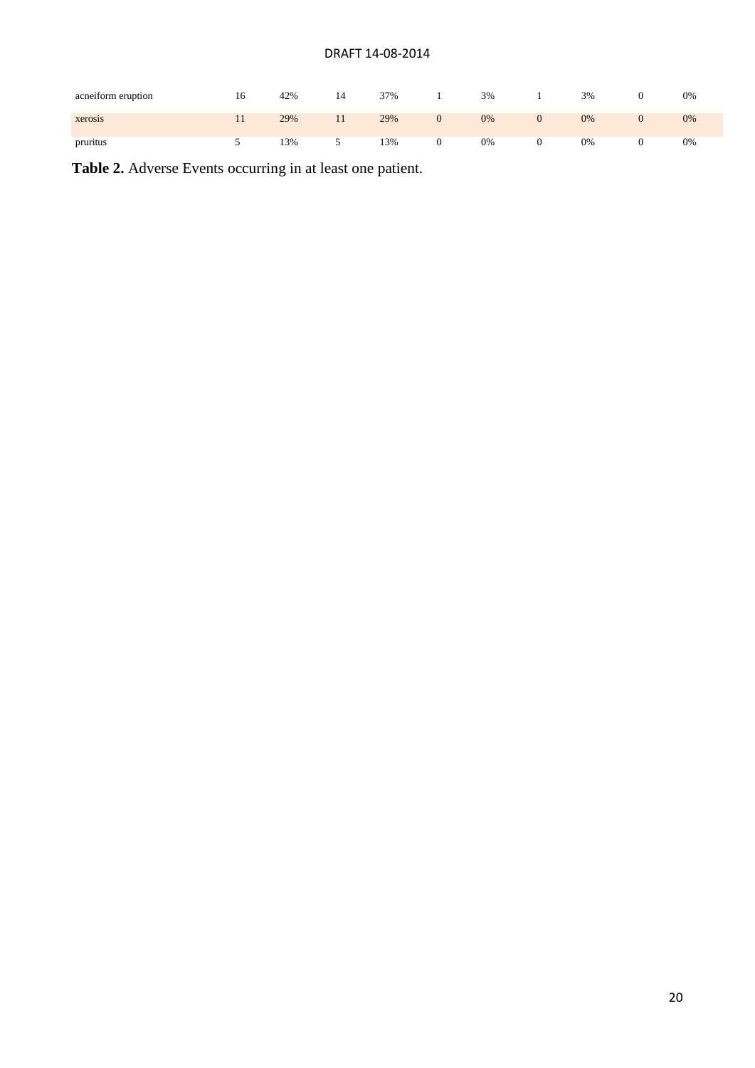| | | | | | | | | | | |
|---|---|---|---|---|---|---|---|---|---|---|
| acneiform eruption | 16 | 42% | 14 | 37% | 1 | 3% | 1 | 3% | 0 | 0% |
| xerosis | 11 | 29% | 11 | 29% | 0 | 0% | 0 | 0% | 0 | 0% |
| pruritus | 5 | 13% | 5 | 13% | 0 | 0% | 0 | 0% | 0 | 0% |

**Table 2.** Adverse Events occurring in at least one patient.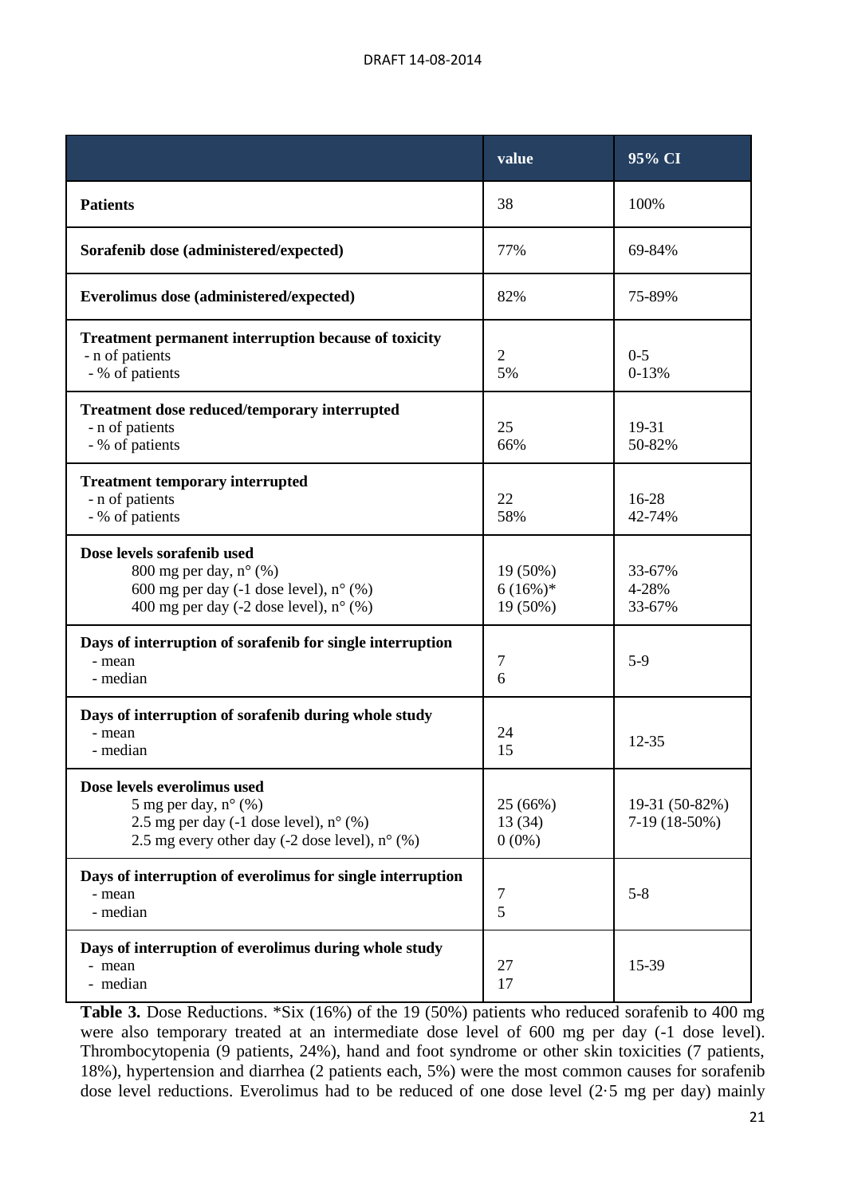| | value | 95% CI |
|---|---|---|
| **Patients** | 38 | 100% |
| **Sorafenib dose (administered/expected)** | 77% | 69-84% |
| **Everolimus dose (administered/expected)** | 82% | 75-89% |
| **Treatment permanent interruption because of toxicity**<br>- n of patients<br>- % of patients | 2<br>5% | 0-5<br>0-13% |
| **Treatment dose reduced/temporary interrupted**<br>- n of patients<br>- % of patients | 25<br>66% | 19-31<br>50-82% |
| **Treatment temporary interrupted**<br>- n of patients<br>- % of patients | 22<br>58% | 16-28<br>42-74% |
| **Dose levels sorafenib used**<br>800 mg per day, n° (%)<br>600 mg per day (-1 dose level), n° (%)<br>400 mg per day (-2 dose level), n° (%) | 19 (50%)<br>6 (16%)*<br>19 (50%) | 33-67%<br>4-28%<br>33-67% |
| **Days of interruption of sorafenib for single interruption**<br>- mean<br>- median | 7<br>6 | 5-9 |
| **Days of interruption of sorafenib during whole study**<br>- mean<br>- median | 24<br>15 | 12-35 |
| **Dose levels everolimus used**<br>5 mg per day, n° (%)<br>2.5 mg per day (-1 dose level), n° (%)<br>2.5 mg every other day (-2 dose level), n° (%) | 25 (66%)<br>13 (34)<br>0 (0%) | 19-31 (50-82%)<br>7-19 (18-50%) |
| **Days of interruption of everolimus for single interruption**<br>- mean<br>- median | 7<br>5 | 5-8 |
| **Days of interruption of everolimus during whole study**<br>- mean<br>- median | 27<br>17 | 15-39 |

**Table 3.** Dose Reductions. *Six (16%) of the 19 (50%) patients who reduced sorafenib to 400 mg were also temporary treated at an intermediate dose level of 600 mg per day (-1 dose level). Thrombocytopenia (9 patients, 24%), hand and foot syndrome or other skin toxicities (7 patients, 18%), hypertension and diarrhea (2 patients each, 5%) were the most common causes for sorafenib dose level reductions. Everolimus had to be reduced of one dose level (2·5 mg per day) mainly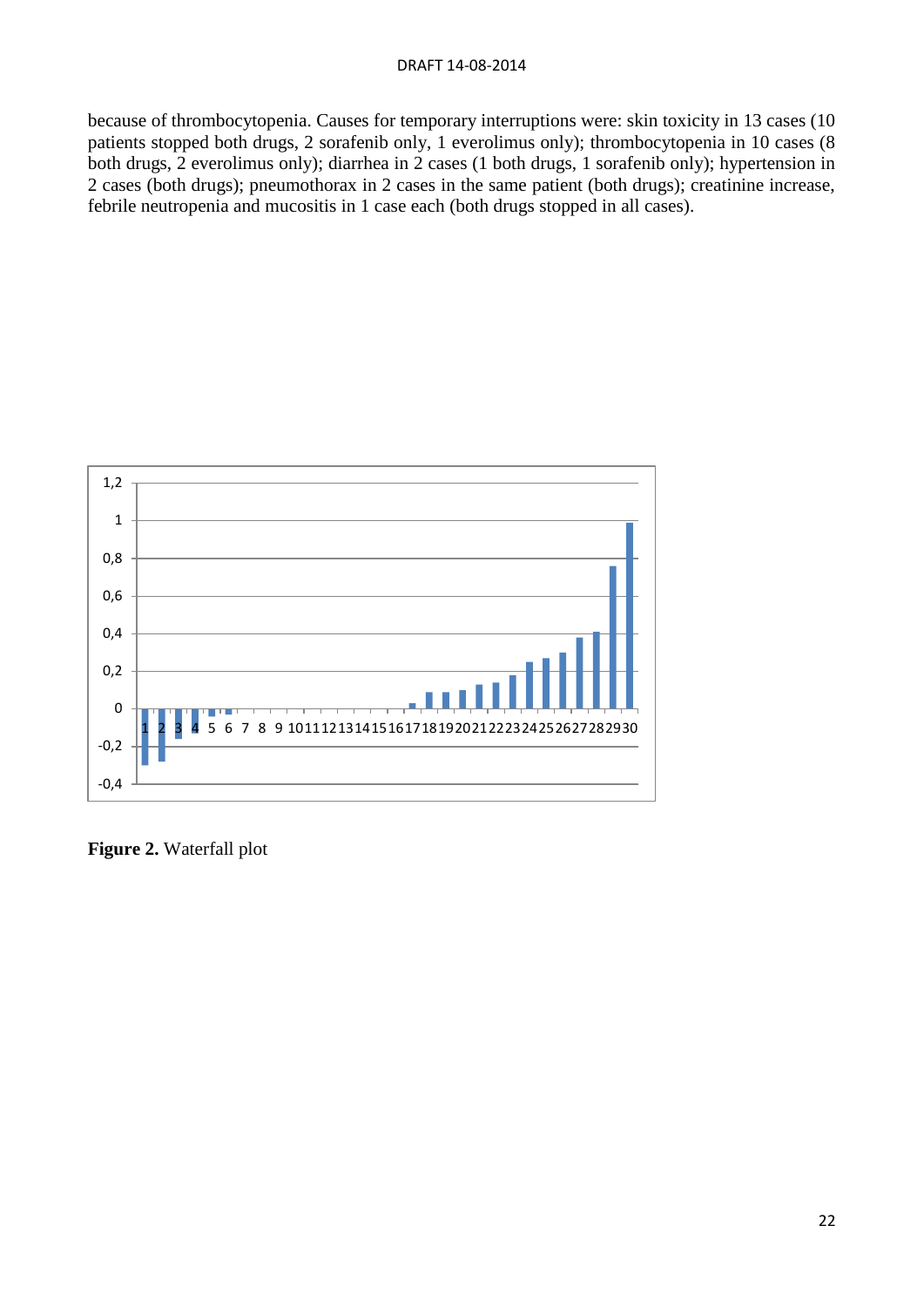because of thrombocytopenia. Causes for temporary interruptions were: skin toxicity in 13 cases (10 patients stopped both drugs, 2 sorafenib only, 1 everolimus only); thrombocytopenia in 10 cases (8 both drugs, 2 everolimus only); diarrhea in 2 cases (1 both drugs, 1 sorafenib only); hypertension in 2 cases (both drugs); pneumothorax in 2 cases in the same patient (both drugs); creatinine increase, febrile neutropenia and mucositis in 1 case each (both drugs stopped in all cases).

**Figure 2.** Waterfall plot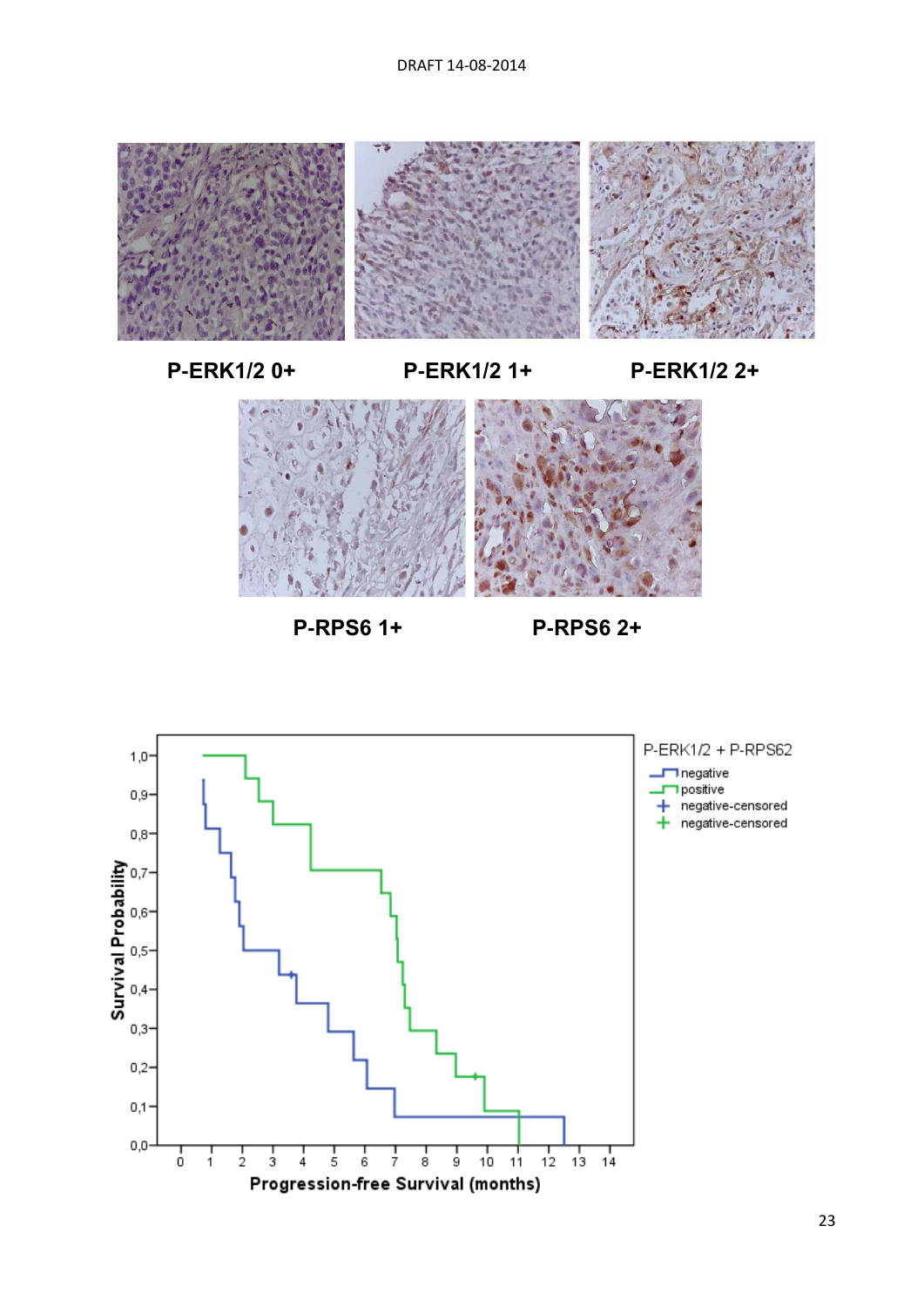P-ERK1/2 0+

P-ERK1/2 1+

P-ERK1/2 2+

P-RPS6 1+

P-RPS6 2+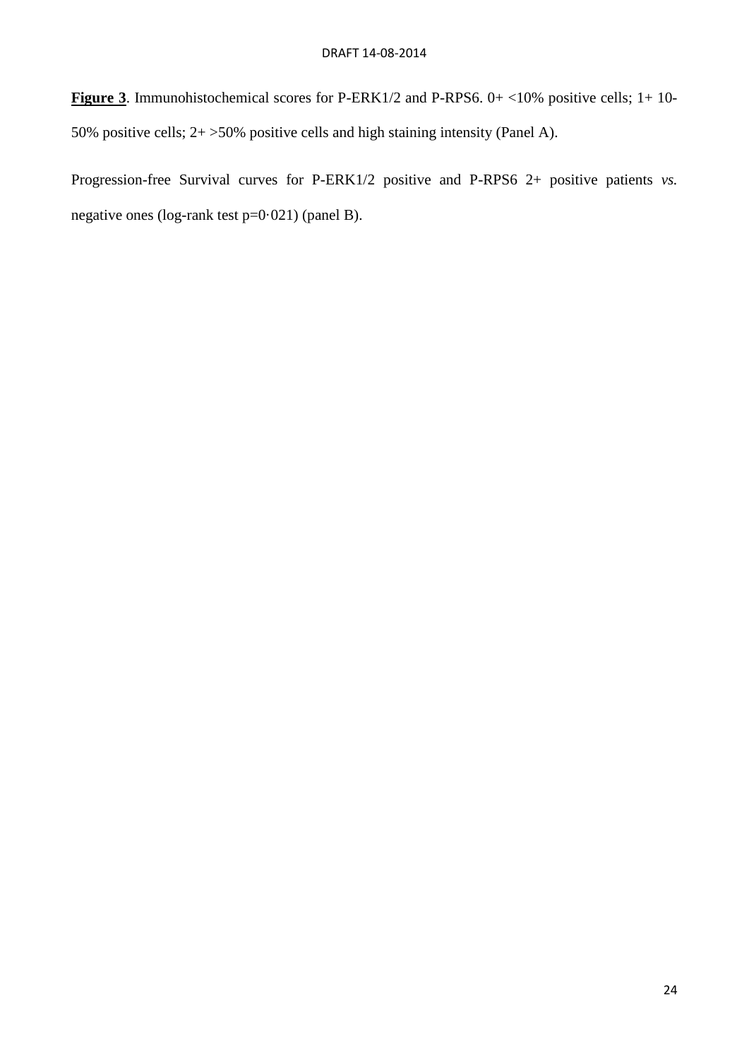**Figure 3**. Immunohistochemical scores for P-ERK1/2 and P-RPS6. 0+ <10% positive cells; 1+ 10-50% positive cells; 2+ >50% positive cells and high staining intensity (Panel A).

Progression-free Survival curves for P-ERK1/2 positive and P-RPS6 2+ positive patients *vs.* negative ones (log-rank test p=0·021) (panel B).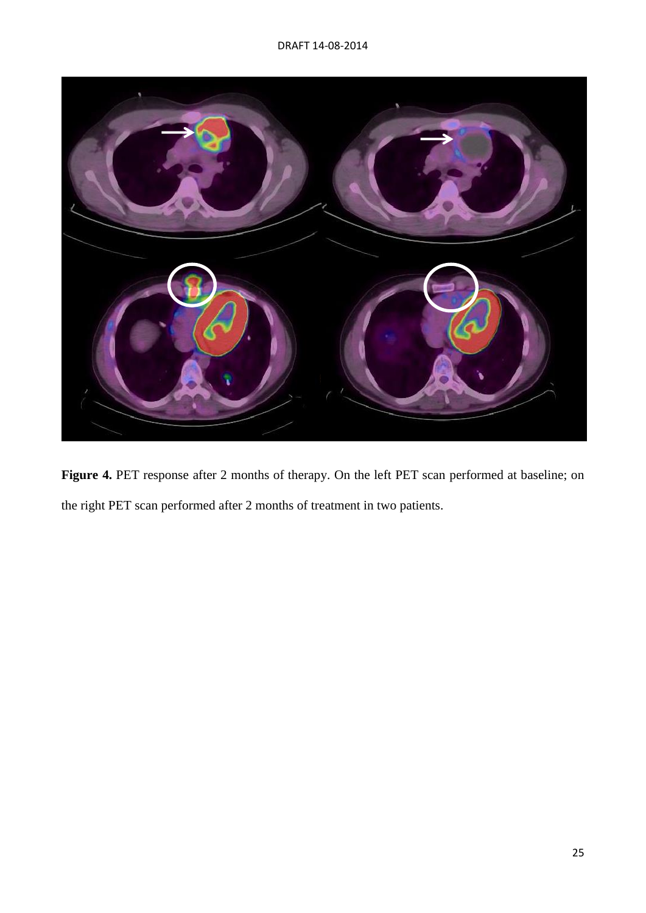**Figure 4.** PET response after 2 months of therapy. On the left PET scan performed at baseline; on the right PET scan performed after 2 months of treatment in two patients.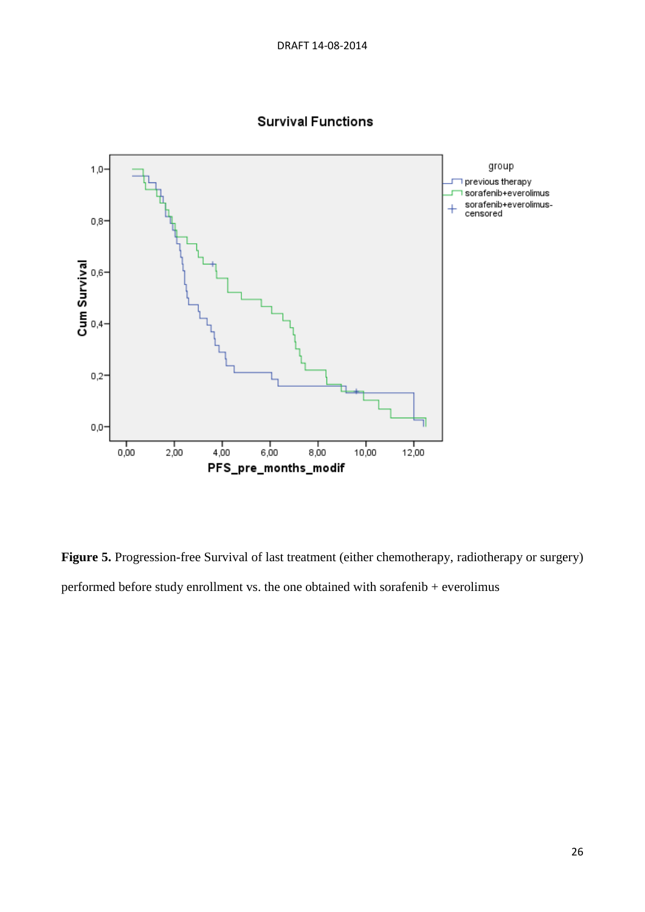DRAFT 14-08-2014

Survival Functions

group
previous therapy
sorafenib+everolimus
sorafenib+everolimus-censored

Cum Survival

1,0
0,8
0,6
0,4
0,2
0,0

0,00 2,00 4,00 6,00 8,00 10,00 12,00

PFS_pre_months_modif

**Figure 5.** Progression-free Survival of last treatment (either chemotherapy, radiotherapy or surgery) performed before study enrollment vs. the one obtained with sorafenib + everolimus